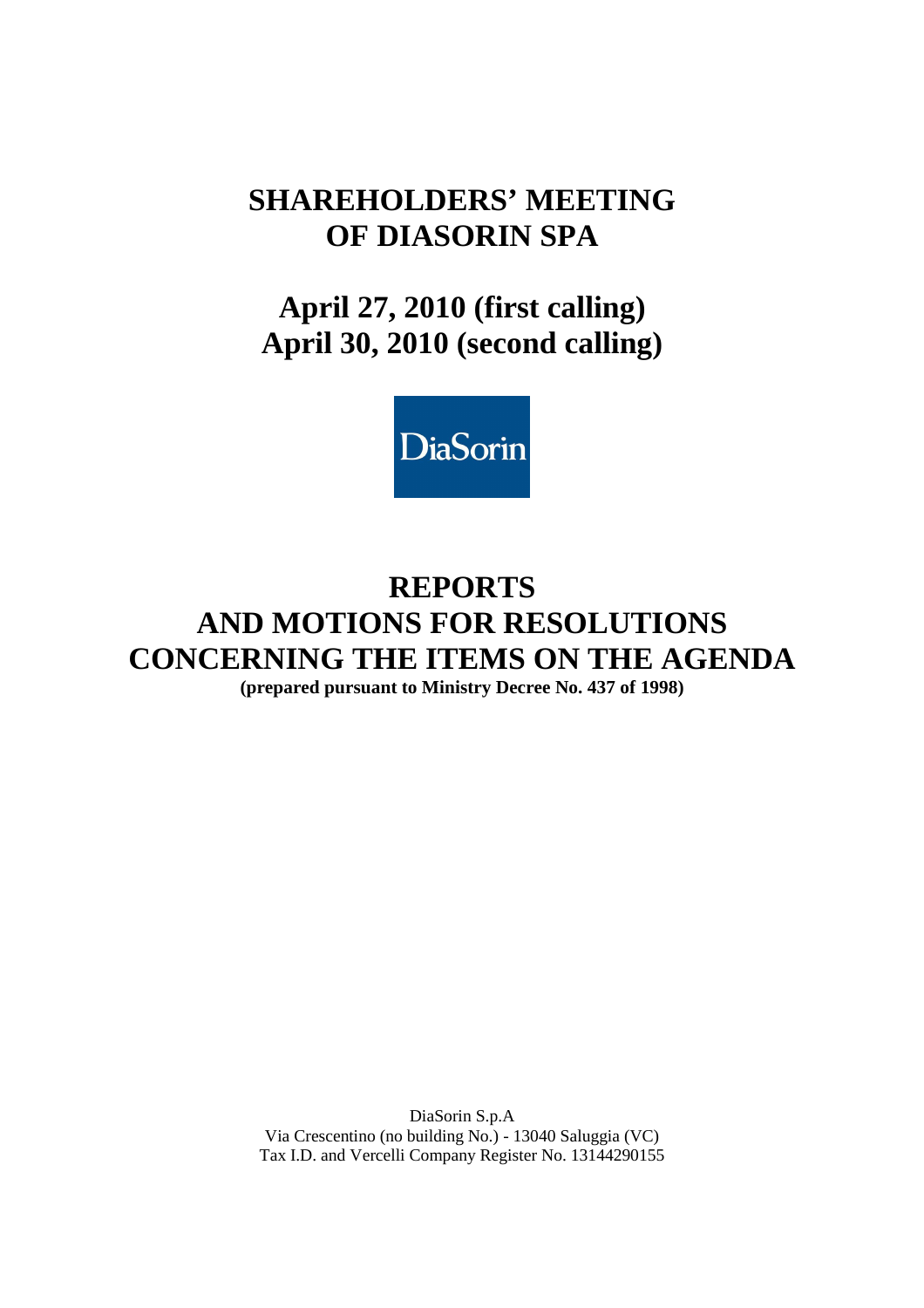# SHAREHOLDERS' MEETING OF DIASORIN SPA

## April 27, 2010 (first calling)
## April 30, 2010 (second calling)

DiaSorin

# REPORTS AND MOTIONS FOR RESOLUTIONS CONCERNING THE ITEMS ON THE AGENDA

**(prepared pursuant to Ministry Decree No. 437 of 1998)**

DiaSorin S.p.A
Via Crescentino (no building No.) - 13040 Saluggia (VC)
Tax I.D. and Vercelli Company Register No. 13144290155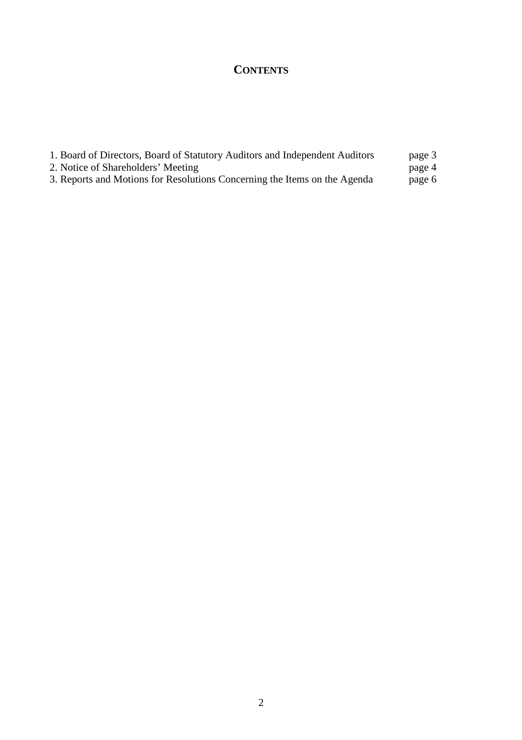# CONTENTS

| | |
|---|---|
| 1. Board of Directors, Board of Statutory Auditors and Independent Auditors | page 3 |
| 2. Notice of Shareholders' Meeting | page 4 |
| 3. Reports and Motions for Resolutions Concerning the Items on the Agenda | page 6 |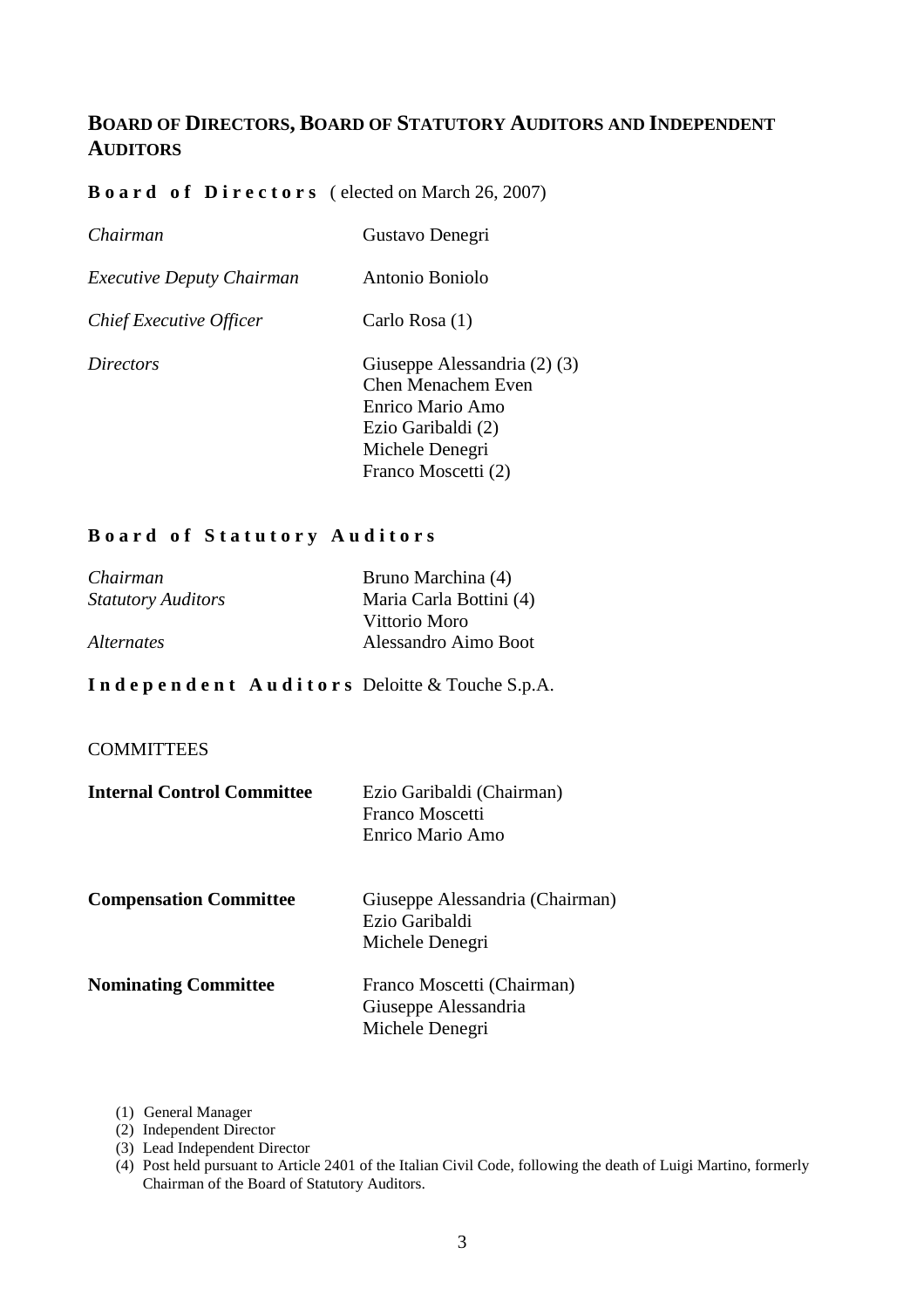## BOARD OF DIRECTORS, BOARD OF STATUTORY AUDITORS AND INDEPENDENT AUDITORS

**Board of Directors** (elected on March 26, 2007)

| | |
|---|---|
| *Chairman* | Gustavo Denegri |
| *Executive Deputy Chairman* | Antonio Boniolo |
| *Chief Executive Officer* | Carlo Rosa (1) |
| *Directors* | Giuseppe Alessandria (2) (3)<br>Chen Menachem Even<br>Enrico Mario Amo<br>Ezio Garibaldi (2)<br>Michele Denegri<br>Franco Moscetti (2) |

**Board of Statutory Auditors**

| | |
|---|---|
| *Chairman* | Bruno Marchina (4) |
| *Statutory Auditors* | Maria Carla Bottini (4)<br>Vittorio Moro |
| *Alternates* | Alessandro Aimo Boot |

**Independent Auditors** Deloitte & Touche S.p.A.

COMMITTEES

| | |
|---|---|
| **Internal Control Committee** | Ezio Garibaldi (Chairman)<br>Franco Moscetti<br>Enrico Mario Amo |
| **Compensation Committee** | Giuseppe Alessandria (Chairman)<br>Ezio Garibaldi<br>Michele Denegri |
| **Nominating Committee** | Franco Moscetti (Chairman)<br>Giuseppe Alessandria<br>Michele Denegri |

(1) General Manager
(2) Independent Director
(3) Lead Independent Director
(4) Post held pursuant to Article 2401 of the Italian Civil Code, following the death of Luigi Martino, formerly Chairman of the Board of Statutory Auditors.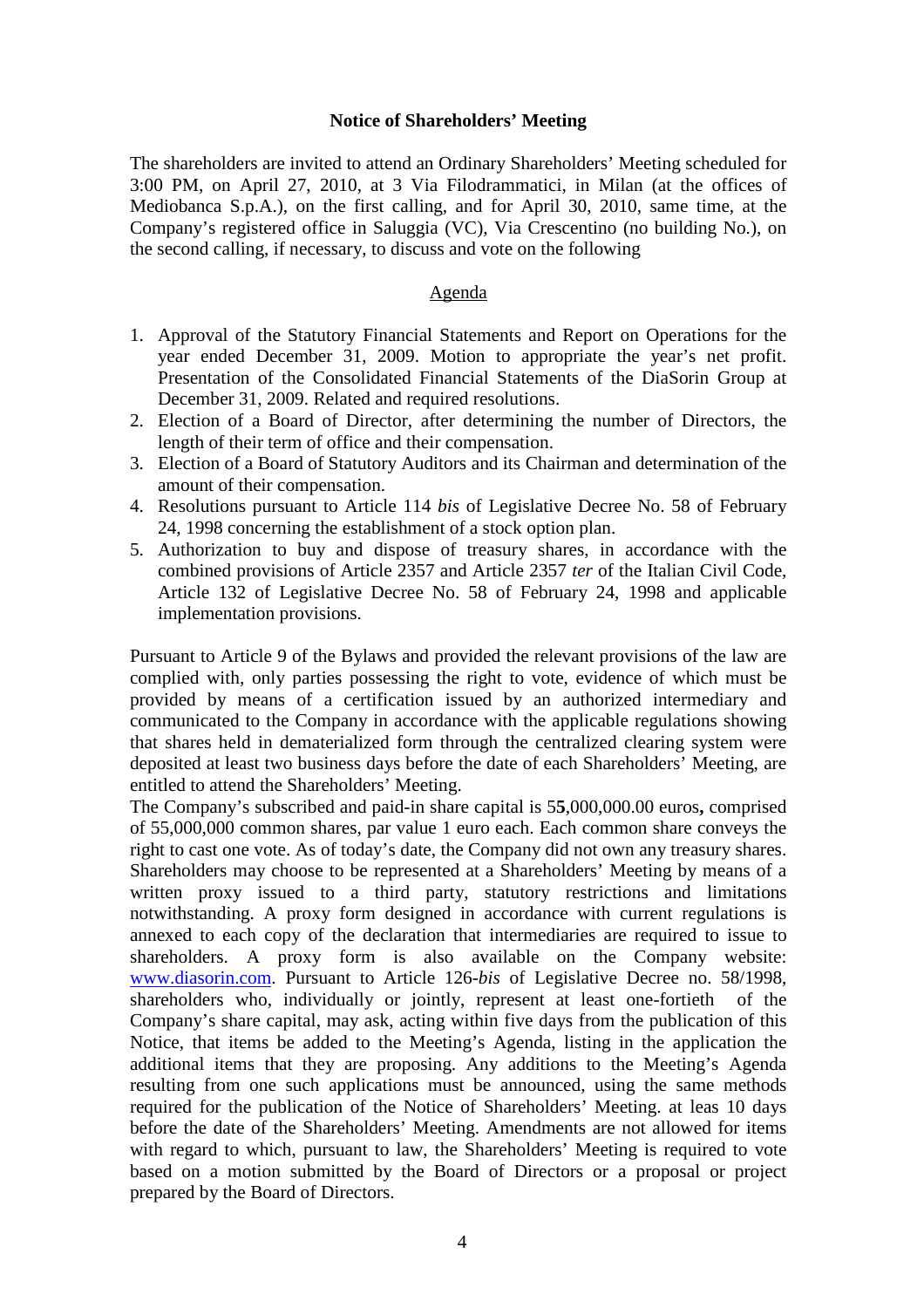**Notice of Shareholders' Meeting**

The shareholders are invited to attend an Ordinary Shareholders' Meeting scheduled for 3:00 PM, on April 27, 2010, at 3 Via Filodrammatici, in Milan (at the offices of Mediobanca S.p.A.), on the first calling, and for April 30, 2010, same time, at the Company's registered office in Saluggia (VC), Via Crescentino (no building No.), on the second calling, if necessary, to discuss and vote on the following

Agenda

1. Approval of the Statutory Financial Statements and Report on Operations for the year ended December 31, 2009. Motion to appropriate the year's net profit. Presentation of the Consolidated Financial Statements of the DiaSorin Group at December 31, 2009. Related and required resolutions.
2. Election of a Board of Director, after determining the number of Directors, the length of their term of office and their compensation.
3. Election of a Board of Statutory Auditors and its Chairman and determination of the amount of their compensation.
4. Resolutions pursuant to Article 114 *bis* of Legislative Decree No. 58 of February 24, 1998 concerning the establishment of a stock option plan.
5. Authorization to buy and dispose of treasury shares, in accordance with the combined provisions of Article 2357 and Article 2357 *ter* of the Italian Civil Code, Article 132 of Legislative Decree No. 58 of February 24, 1998 and applicable implementation provisions.

Pursuant to Article 9 of the Bylaws and provided the relevant provisions of the law are complied with, only parties possessing the right to vote, evidence of which must be provided by means of a certification issued by an authorized intermediary and communicated to the Company in accordance with the applicable regulations showing that shares held in dematerialized form through the centralized clearing system were deposited at least two business days before the date of each Shareholders' Meeting, are entitled to attend the Shareholders' Meeting.

The Company's subscribed and paid-in share capital is 5**5**,000,000.00 euros**,** comprised of 55,000,000 common shares, par value 1 euro each. Each common share conveys the right to cast one vote. As of today's date, the Company did not own any treasury shares. Shareholders may choose to be represented at a Shareholders' Meeting by means of a written proxy issued to a third party, statutory restrictions and limitations notwithstanding. A proxy form designed in accordance with current regulations is annexed to each copy of the declaration that intermediaries are required to issue to shareholders. A proxy form is also available on the Company website: www.diasorin.com. Pursuant to Article 126-*bis* of Legislative Decree no. 58/1998, shareholders who, individually or jointly, represent at least one-fortieth of the Company's share capital, may ask, acting within five days from the publication of this Notice, that items be added to the Meeting's Agenda, listing in the application the additional items that they are proposing. Any additions to the Meeting's Agenda resulting from one such applications must be announced, using the same methods required for the publication of the Notice of Shareholders' Meeting. at leas 10 days before the date of the Shareholders' Meeting. Amendments are not allowed for items with regard to which, pursuant to law, the Shareholders' Meeting is required to vote based on a motion submitted by the Board of Directors or a proposal or project prepared by the Board of Directors.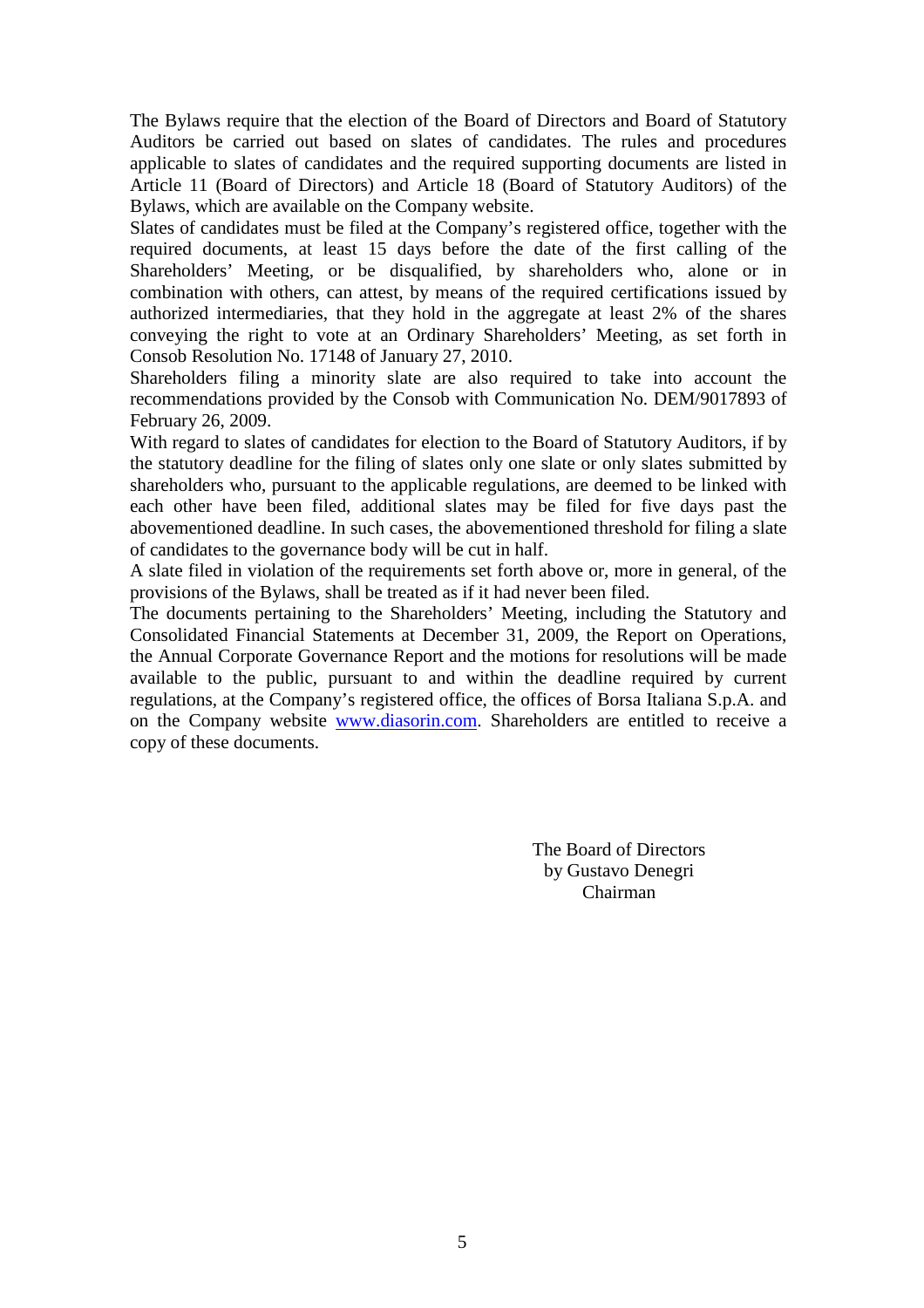The Bylaws require that the election of the Board of Directors and Board of Statutory Auditors be carried out based on slates of candidates. The rules and procedures applicable to slates of candidates and the required supporting documents are listed in Article 11 (Board of Directors) and Article 18 (Board of Statutory Auditors) of the Bylaws, which are available on the Company website.

Slates of candidates must be filed at the Company's registered office, together with the required documents, at least 15 days before the date of the first calling of the Shareholders' Meeting, or be disqualified, by shareholders who, alone or in combination with others, can attest, by means of the required certifications issued by authorized intermediaries, that they hold in the aggregate at least 2% of the shares conveying the right to vote at an Ordinary Shareholders' Meeting, as set forth in Consob Resolution No. 17148 of January 27, 2010.

Shareholders filing a minority slate are also required to take into account the recommendations provided by the Consob with Communication No. DEM/9017893 of February 26, 2009.

With regard to slates of candidates for election to the Board of Statutory Auditors, if by the statutory deadline for the filing of slates only one slate or only slates submitted by shareholders who, pursuant to the applicable regulations, are deemed to be linked with each other have been filed, additional slates may be filed for five days past the abovementioned deadline. In such cases, the abovementioned threshold for filing a slate of candidates to the governance body will be cut in half.

A slate filed in violation of the requirements set forth above or, more in general, of the provisions of the Bylaws, shall be treated as if it had never been filed.

The documents pertaining to the Shareholders' Meeting, including the Statutory and Consolidated Financial Statements at December 31, 2009, the Report on Operations, the Annual Corporate Governance Report and the motions for resolutions will be made available to the public, pursuant to and within the deadline required by current regulations, at the Company's registered office, the offices of Borsa Italiana S.p.A. and on the Company website www.diasorin.com. Shareholders are entitled to receive a copy of these documents.

The Board of Directors
by Gustavo Denegri
Chairman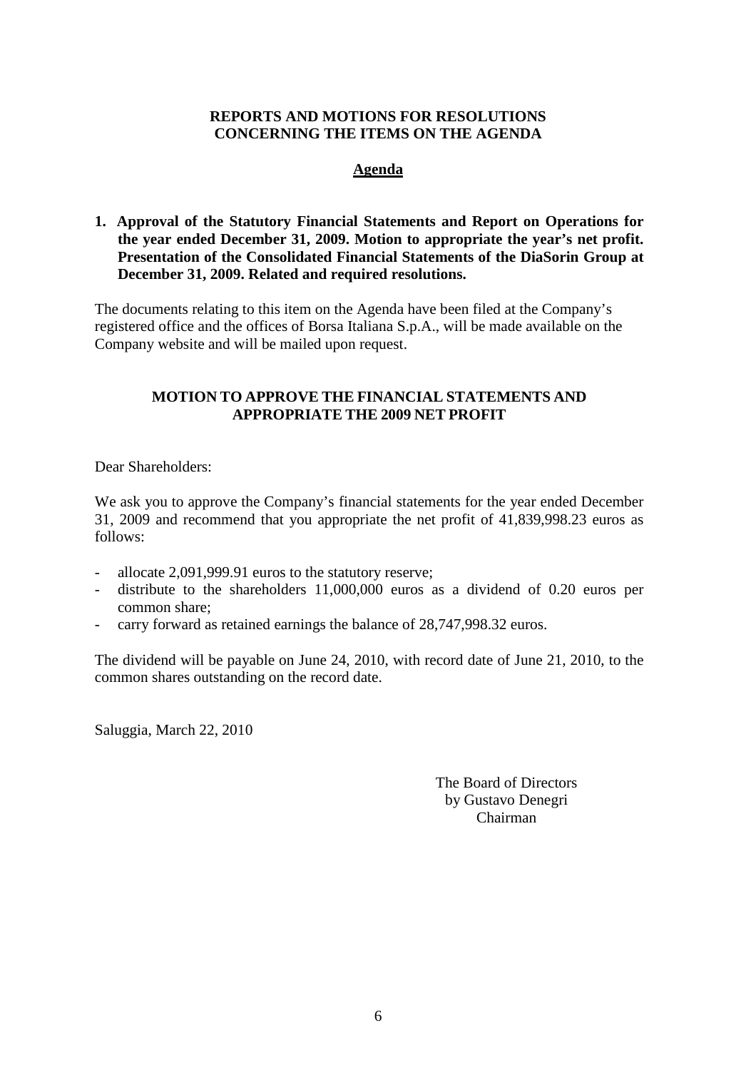## REPORTS AND MOTIONS FOR RESOLUTIONS CONCERNING THE ITEMS ON THE AGENDA

### Agenda

**1. Approval of the Statutory Financial Statements and Report on Operations for the year ended December 31, 2009. Motion to appropriate the year's net profit. Presentation of the Consolidated Financial Statements of the DiaSorin Group at December 31, 2009. Related and required resolutions.**

The documents relating to this item on the Agenda have been filed at the Company's registered office and the offices of Borsa Italiana S.p.A., will be made available on the Company website and will be mailed upon request.

### MOTION TO APPROVE THE FINANCIAL STATEMENTS AND APPROPRIATE THE 2009 NET PROFIT

Dear Shareholders:

We ask you to approve the Company's financial statements for the year ended December 31, 2009 and recommend that you appropriate the net profit of 41,839,998.23 euros as follows:

- allocate 2,091,999.91 euros to the statutory reserve;
- distribute to the shareholders 11,000,000 euros as a dividend of 0.20 euros per common share;
- carry forward as retained earnings the balance of 28,747,998.32 euros.

The dividend will be payable on June 24, 2010, with record date of June 21, 2010, to the common shares outstanding on the record date.

Saluggia, March 22, 2010

The Board of Directors
by Gustavo Denegri
Chairman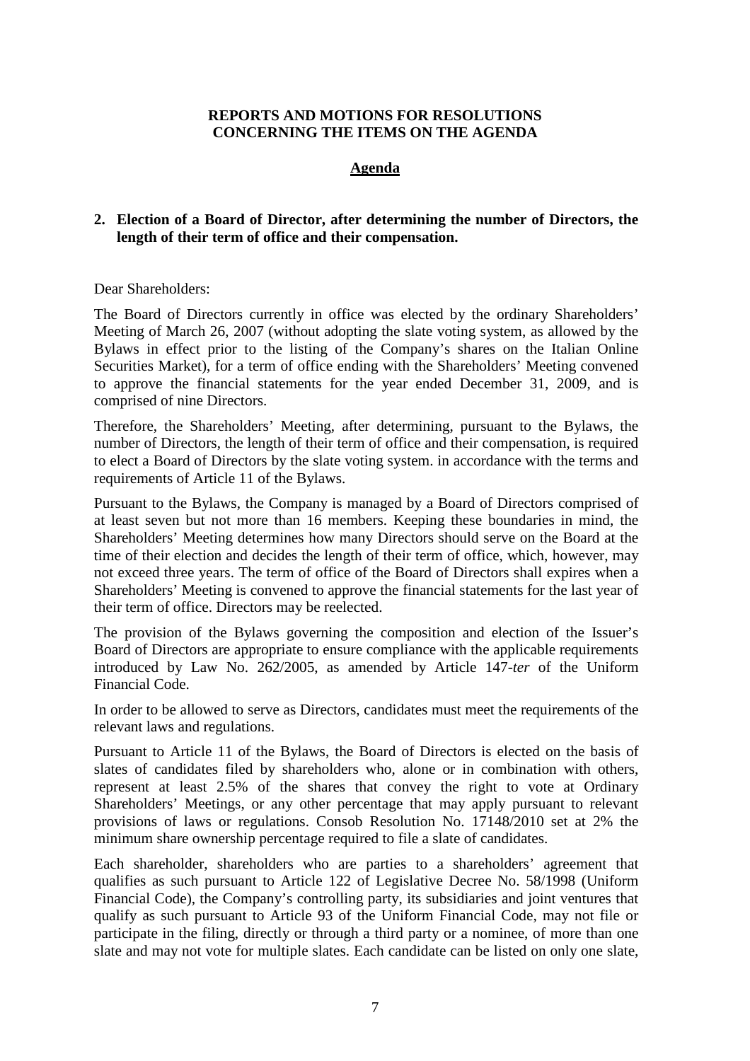**REPORTS AND MOTIONS FOR RESOLUTIONS**
**CONCERNING THE ITEMS ON THE AGENDA**

**Agenda**

**2. Election of a Board of Director, after determining the number of Directors, the length of their term of office and their compensation.**

Dear Shareholders:

The Board of Directors currently in office was elected by the ordinary Shareholders' Meeting of March 26, 2007 (without adopting the slate voting system, as allowed by the Bylaws in effect prior to the listing of the Company's shares on the Italian Online Securities Market), for a term of office ending with the Shareholders' Meeting convened to approve the financial statements for the year ended December 31, 2009, and is comprised of nine Directors.

Therefore, the Shareholders' Meeting, after determining, pursuant to the Bylaws, the number of Directors, the length of their term of office and their compensation, is required to elect a Board of Directors by the slate voting system. in accordance with the terms and requirements of Article 11 of the Bylaws.

Pursuant to the Bylaws, the Company is managed by a Board of Directors comprised of at least seven but not more than 16 members. Keeping these boundaries in mind, the Shareholders' Meeting determines how many Directors should serve on the Board at the time of their election and decides the length of their term of office, which, however, may not exceed three years. The term of office of the Board of Directors shall expires when a Shareholders' Meeting is convened to approve the financial statements for the last year of their term of office. Directors may be reelected.

The provision of the Bylaws governing the composition and election of the Issuer's Board of Directors are appropriate to ensure compliance with the applicable requirements introduced by Law No. 262/2005, as amended by Article 147-*ter* of the Uniform Financial Code.

In order to be allowed to serve as Directors, candidates must meet the requirements of the relevant laws and regulations.

Pursuant to Article 11 of the Bylaws, the Board of Directors is elected on the basis of slates of candidates filed by shareholders who, alone or in combination with others, represent at least 2.5% of the shares that convey the right to vote at Ordinary Shareholders' Meetings, or any other percentage that may apply pursuant to relevant provisions of laws or regulations. Consob Resolution No. 17148/2010 set at 2% the minimum share ownership percentage required to file a slate of candidates.

Each shareholder, shareholders who are parties to a shareholders' agreement that qualifies as such pursuant to Article 122 of Legislative Decree No. 58/1998 (Uniform Financial Code), the Company's controlling party, its subsidiaries and joint ventures that qualify as such pursuant to Article 93 of the Uniform Financial Code, may not file or participate in the filing, directly or through a third party or a nominee, of more than one slate and may not vote for multiple slates. Each candidate can be listed on only one slate,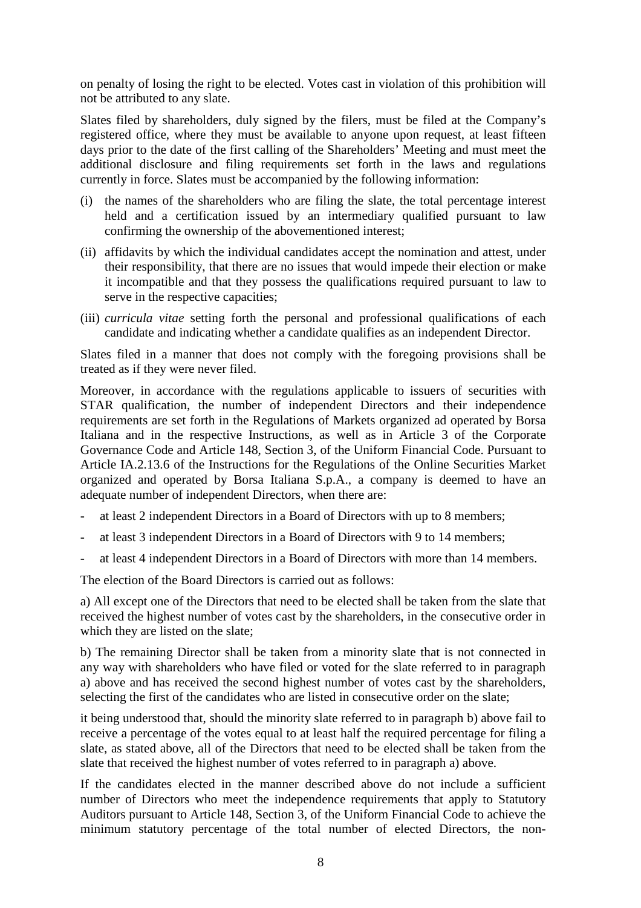on penalty of losing the right to be elected. Votes cast in violation of this prohibition will not be attributed to any slate.

Slates filed by shareholders, duly signed by the filers, must be filed at the Company's registered office, where they must be available to anyone upon request, at least fifteen days prior to the date of the first calling of the Shareholders' Meeting and must meet the additional disclosure and filing requirements set forth in the laws and regulations currently in force. Slates must be accompanied by the following information:

(i) the names of the shareholders who are filing the slate, the total percentage interest held and a certification issued by an intermediary qualified pursuant to law confirming the ownership of the abovementioned interest;

(ii) affidavits by which the individual candidates accept the nomination and attest, under their responsibility, that there are no issues that would impede their election or make it incompatible and that they possess the qualifications required pursuant to law to serve in the respective capacities;

(iii) *curricula vitae* setting forth the personal and professional qualifications of each candidate and indicating whether a candidate qualifies as an independent Director.

Slates filed in a manner that does not comply with the foregoing provisions shall be treated as if they were never filed.

Moreover, in accordance with the regulations applicable to issuers of securities with STAR qualification, the number of independent Directors and their independence requirements are set forth in the Regulations of Markets organized ad operated by Borsa Italiana and in the respective Instructions, as well as in Article 3 of the Corporate Governance Code and Article 148, Section 3, of the Uniform Financial Code. Pursuant to Article IA.2.13.6 of the Instructions for the Regulations of the Online Securities Market organized and operated by Borsa Italiana S.p.A., a company is deemed to have an adequate number of independent Directors, when there are:

- at least 2 independent Directors in a Board of Directors with up to 8 members;
- at least 3 independent Directors in a Board of Directors with 9 to 14 members;
- at least 4 independent Directors in a Board of Directors with more than 14 members.

The election of the Board Directors is carried out as follows:

a) All except one of the Directors that need to be elected shall be taken from the slate that received the highest number of votes cast by the shareholders, in the consecutive order in which they are listed on the slate;

b) The remaining Director shall be taken from a minority slate that is not connected in any way with shareholders who have filed or voted for the slate referred to in paragraph a) above and has received the second highest number of votes cast by the shareholders, selecting the first of the candidates who are listed in consecutive order on the slate;

it being understood that, should the minority slate referred to in paragraph b) above fail to receive a percentage of the votes equal to at least half the required percentage for filing a slate, as stated above, all of the Directors that need to be elected shall be taken from the slate that received the highest number of votes referred to in paragraph a) above.

If the candidates elected in the manner described above do not include a sufficient number of Directors who meet the independence requirements that apply to Statutory Auditors pursuant to Article 148, Section 3, of the Uniform Financial Code to achieve the minimum statutory percentage of the total number of elected Directors, the non-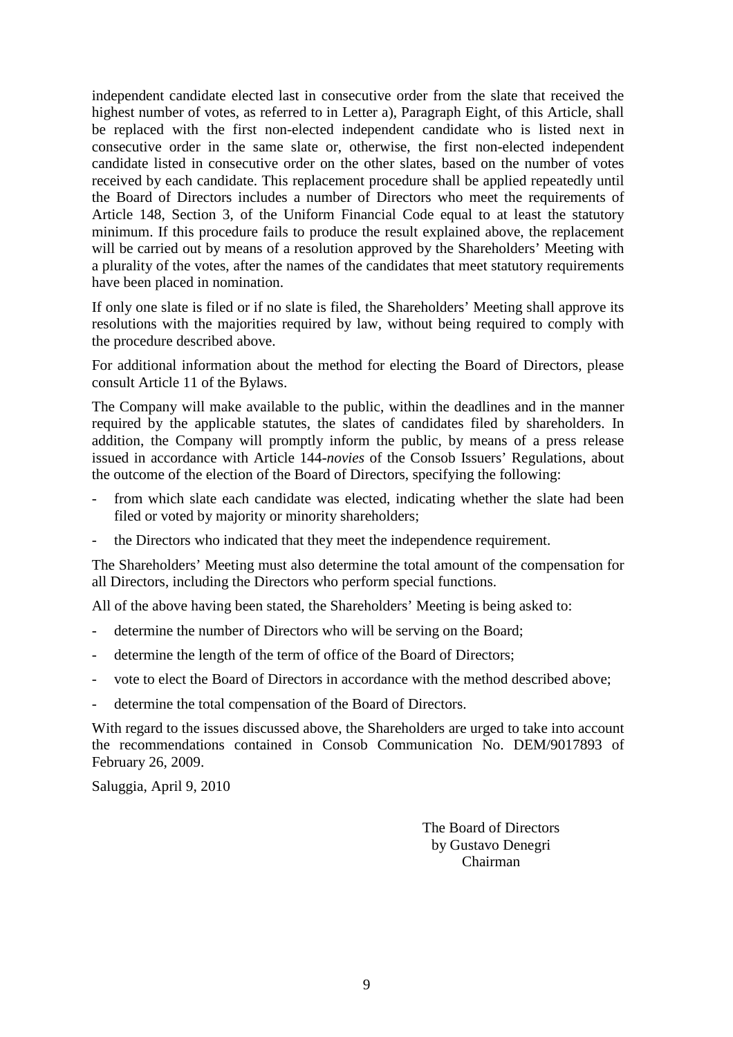independent candidate elected last in consecutive order from the slate that received the highest number of votes, as referred to in Letter a), Paragraph Eight, of this Article, shall be replaced with the first non-elected independent candidate who is listed next in consecutive order in the same slate or, otherwise, the first non-elected independent candidate listed in consecutive order on the other slates, based on the number of votes received by each candidate. This replacement procedure shall be applied repeatedly until the Board of Directors includes a number of Directors who meet the requirements of Article 148, Section 3, of the Uniform Financial Code equal to at least the statutory minimum. If this procedure fails to produce the result explained above, the replacement will be carried out by means of a resolution approved by the Shareholders' Meeting with a plurality of the votes, after the names of the candidates that meet statutory requirements have been placed in nomination.

If only one slate is filed or if no slate is filed, the Shareholders' Meeting shall approve its resolutions with the majorities required by law, without being required to comply with the procedure described above.

For additional information about the method for electing the Board of Directors, please consult Article 11 of the Bylaws.

The Company will make available to the public, within the deadlines and in the manner required by the applicable statutes, the slates of candidates filed by shareholders. In addition, the Company will promptly inform the public, by means of a press release issued in accordance with Article 144-*novies* of the Consob Issuers' Regulations, about the outcome of the election of the Board of Directors, specifying the following:

- from which slate each candidate was elected, indicating whether the slate had been filed or voted by majority or minority shareholders;
- the Directors who indicated that they meet the independence requirement.

The Shareholders' Meeting must also determine the total amount of the compensation for all Directors, including the Directors who perform special functions.

All of the above having been stated, the Shareholders' Meeting is being asked to:

- determine the number of Directors who will be serving on the Board;
- determine the length of the term of office of the Board of Directors;
- vote to elect the Board of Directors in accordance with the method described above;
- determine the total compensation of the Board of Directors.

With regard to the issues discussed above, the Shareholders are urged to take into account the recommendations contained in Consob Communication No. DEM/9017893 of February 26, 2009.

Saluggia, April 9, 2010

The Board of Directors
by Gustavo Denegri
Chairman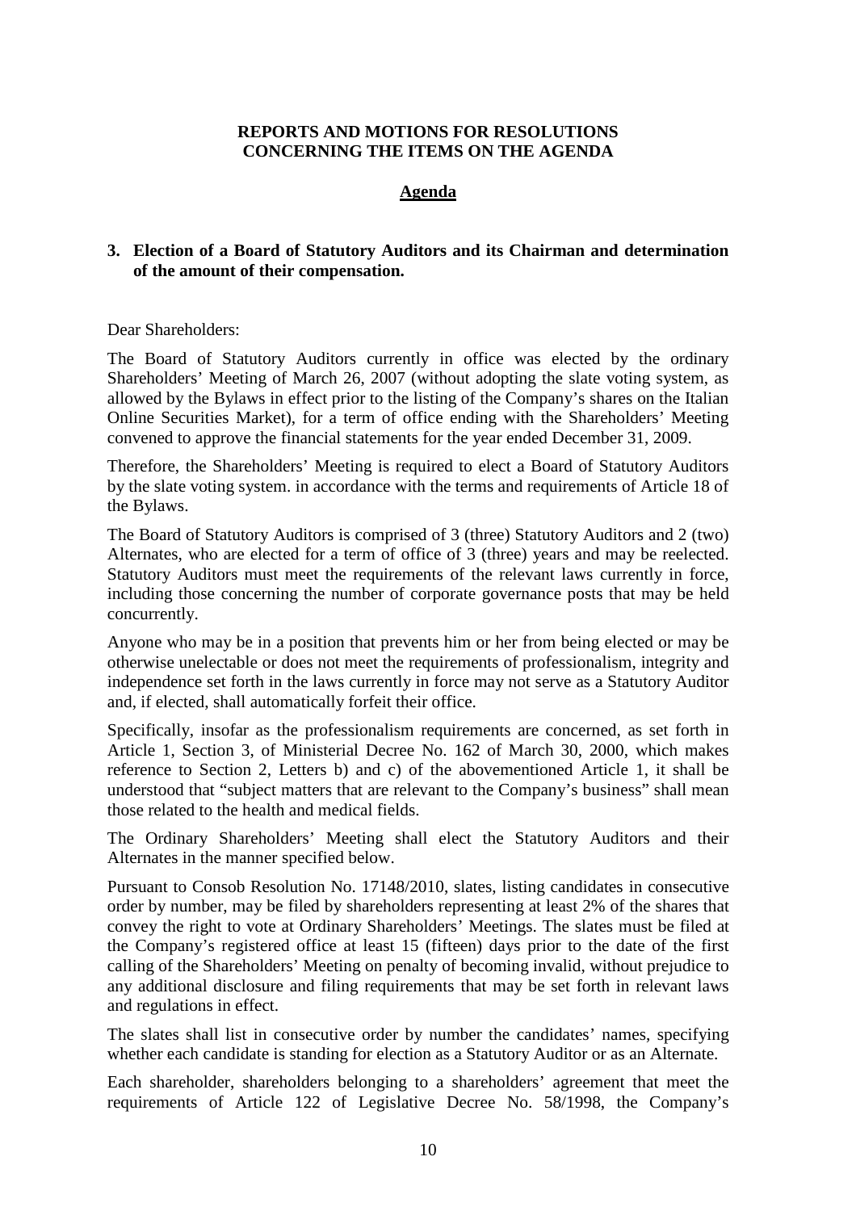**REPORTS AND MOTIONS FOR RESOLUTIONS CONCERNING THE ITEMS ON THE AGENDA**

**Agenda**

**3. Election of a Board of Statutory Auditors and its Chairman and determination of the amount of their compensation.**

Dear Shareholders:

The Board of Statutory Auditors currently in office was elected by the ordinary Shareholders' Meeting of March 26, 2007 (without adopting the slate voting system, as allowed by the Bylaws in effect prior to the listing of the Company's shares on the Italian Online Securities Market), for a term of office ending with the Shareholders' Meeting convened to approve the financial statements for the year ended December 31, 2009.

Therefore, the Shareholders' Meeting is required to elect a Board of Statutory Auditors by the slate voting system. in accordance with the terms and requirements of Article 18 of the Bylaws.

The Board of Statutory Auditors is comprised of 3 (three) Statutory Auditors and 2 (two) Alternates, who are elected for a term of office of 3 (three) years and may be reelected. Statutory Auditors must meet the requirements of the relevant laws currently in force, including those concerning the number of corporate governance posts that may be held concurrently.

Anyone who may be in a position that prevents him or her from being elected or may be otherwise unelectable or does not meet the requirements of professionalism, integrity and independence set forth in the laws currently in force may not serve as a Statutory Auditor and, if elected, shall automatically forfeit their office.

Specifically, insofar as the professionalism requirements are concerned, as set forth in Article 1, Section 3, of Ministerial Decree No. 162 of March 30, 2000, which makes reference to Section 2, Letters b) and c) of the abovementioned Article 1, it shall be understood that "subject matters that are relevant to the Company's business" shall mean those related to the health and medical fields.

The Ordinary Shareholders' Meeting shall elect the Statutory Auditors and their Alternates in the manner specified below.

Pursuant to Consob Resolution No. 17148/2010, slates, listing candidates in consecutive order by number, may be filed by shareholders representing at least 2% of the shares that convey the right to vote at Ordinary Shareholders' Meetings. The slates must be filed at the Company's registered office at least 15 (fifteen) days prior to the date of the first calling of the Shareholders' Meeting on penalty of becoming invalid, without prejudice to any additional disclosure and filing requirements that may be set forth in relevant laws and regulations in effect.

The slates shall list in consecutive order by number the candidates' names, specifying whether each candidate is standing for election as a Statutory Auditor or as an Alternate.

Each shareholder, shareholders belonging to a shareholders' agreement that meet the requirements of Article 122 of Legislative Decree No. 58/1998, the Company's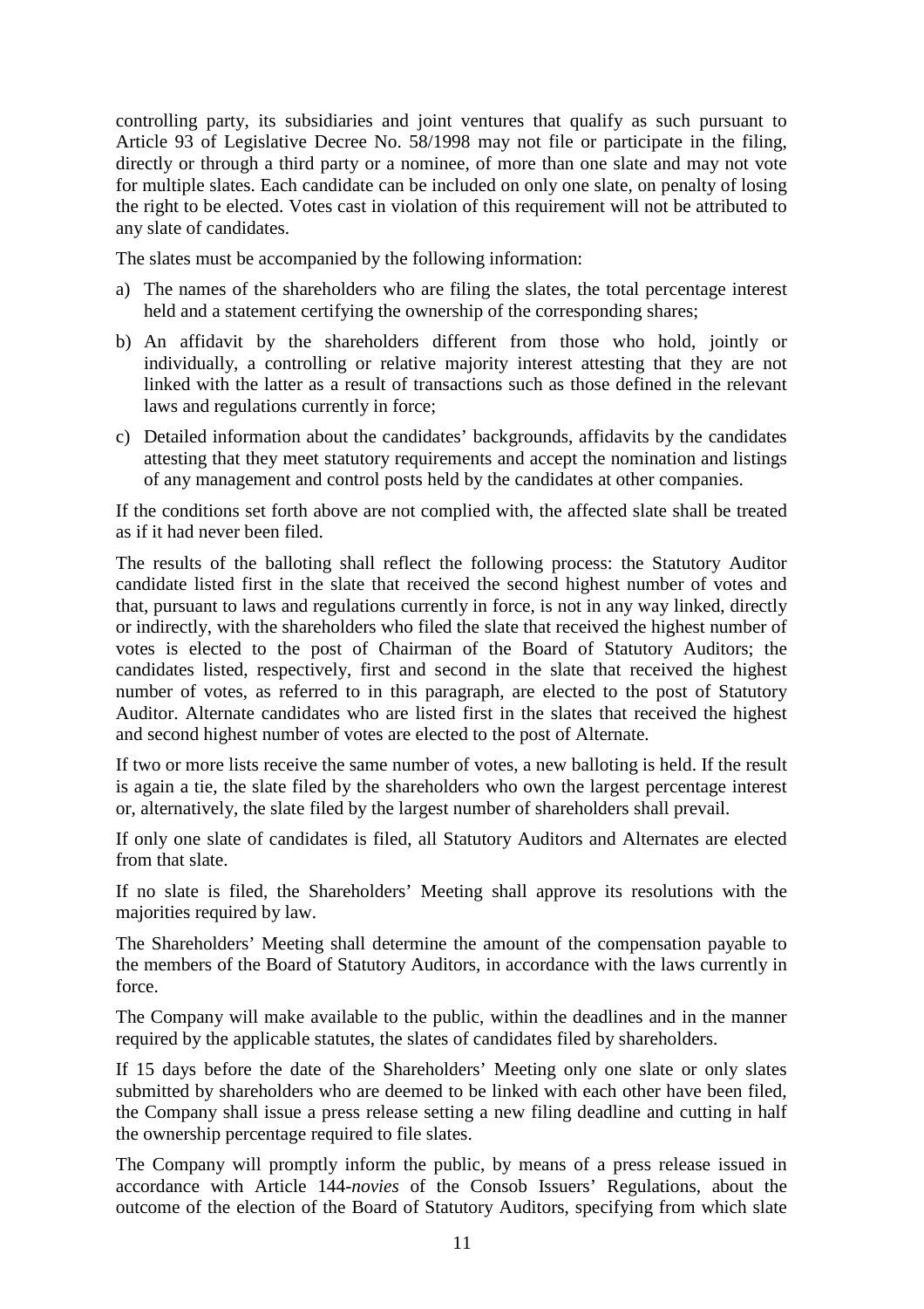controlling party, its subsidiaries and joint ventures that qualify as such pursuant to Article 93 of Legislative Decree No. 58/1998 may not file or participate in the filing, directly or through a third party or a nominee, of more than one slate and may not vote for multiple slates. Each candidate can be included on only one slate, on penalty of losing the right to be elected. Votes cast in violation of this requirement will not be attributed to any slate of candidates.

The slates must be accompanied by the following information:

a) The names of the shareholders who are filing the slates, the total percentage interest held and a statement certifying the ownership of the corresponding shares;

b) An affidavit by the shareholders different from those who hold, jointly or individually, a controlling or relative majority interest attesting that they are not linked with the latter as a result of transactions such as those defined in the relevant laws and regulations currently in force;

c) Detailed information about the candidates' backgrounds, affidavits by the candidates attesting that they meet statutory requirements and accept the nomination and listings of any management and control posts held by the candidates at other companies.

If the conditions set forth above are not complied with, the affected slate shall be treated as if it had never been filed.

The results of the balloting shall reflect the following process: the Statutory Auditor candidate listed first in the slate that received the second highest number of votes and that, pursuant to laws and regulations currently in force, is not in any way linked, directly or indirectly, with the shareholders who filed the slate that received the highest number of votes is elected to the post of Chairman of the Board of Statutory Auditors; the candidates listed, respectively, first and second in the slate that received the highest number of votes, as referred to in this paragraph, are elected to the post of Statutory Auditor. Alternate candidates who are listed first in the slates that received the highest and second highest number of votes are elected to the post of Alternate.

If two or more lists receive the same number of votes, a new balloting is held. If the result is again a tie, the slate filed by the shareholders who own the largest percentage interest or, alternatively, the slate filed by the largest number of shareholders shall prevail.

If only one slate of candidates is filed, all Statutory Auditors and Alternates are elected from that slate.

If no slate is filed, the Shareholders' Meeting shall approve its resolutions with the majorities required by law.

The Shareholders' Meeting shall determine the amount of the compensation payable to the members of the Board of Statutory Auditors, in accordance with the laws currently in force.

The Company will make available to the public, within the deadlines and in the manner required by the applicable statutes, the slates of candidates filed by shareholders.

If 15 days before the date of the Shareholders' Meeting only one slate or only slates submitted by shareholders who are deemed to be linked with each other have been filed, the Company shall issue a press release setting a new filing deadline and cutting in half the ownership percentage required to file slates.

The Company will promptly inform the public, by means of a press release issued in accordance with Article 144-*novies* of the Consob Issuers' Regulations, about the outcome of the election of the Board of Statutory Auditors, specifying from which slate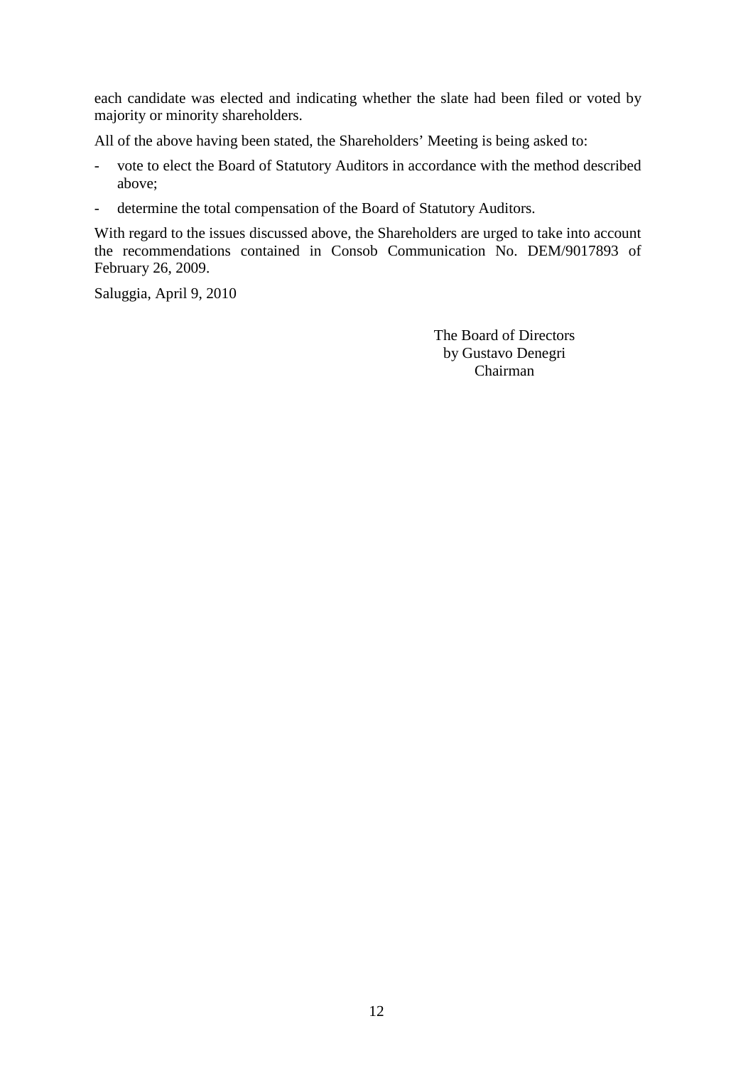each candidate was elected and indicating whether the slate had been filed or voted by majority or minority shareholders.

All of the above having been stated, the Shareholders' Meeting is being asked to:

- vote to elect the Board of Statutory Auditors in accordance with the method described above;
- determine the total compensation of the Board of Statutory Auditors.

With regard to the issues discussed above, the Shareholders are urged to take into account the recommendations contained in Consob Communication No. DEM/9017893 of February 26, 2009.

Saluggia, April 9, 2010

The Board of Directors
by Gustavo Denegri
Chairman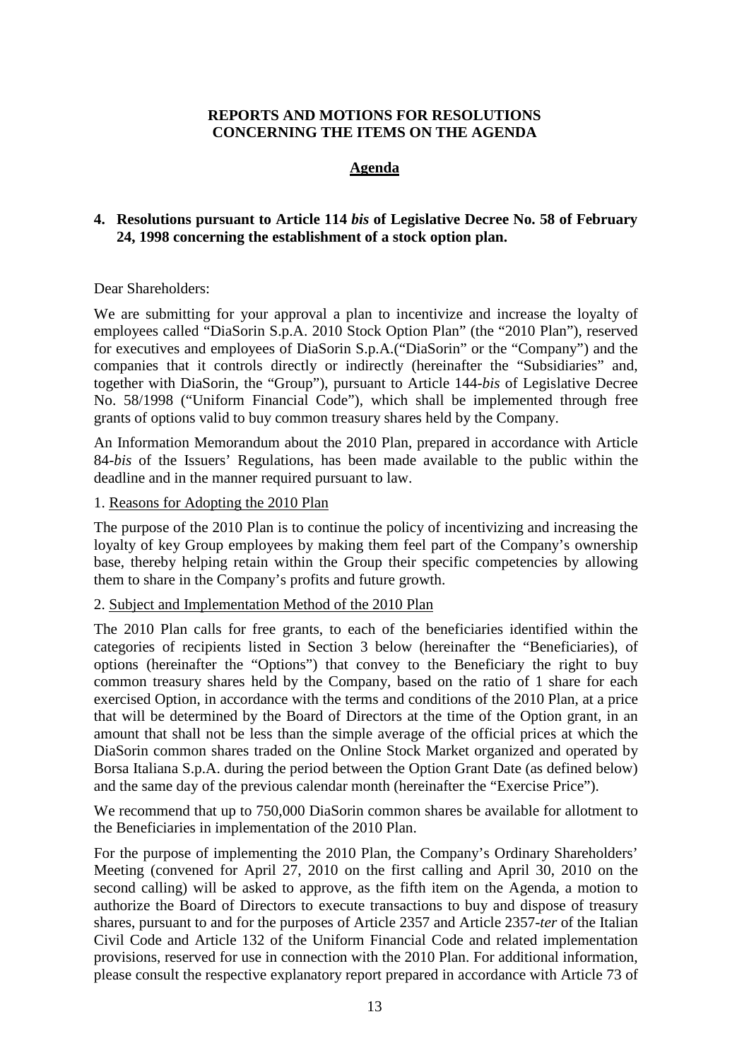**REPORTS AND MOTIONS FOR RESOLUTIONS CONCERNING THE ITEMS ON THE AGENDA**

**Agenda**

**4. Resolutions pursuant to Article 114 *bis* of Legislative Decree No. 58 of February 24, 1998 concerning the establishment of a stock option plan.**

Dear Shareholders:

We are submitting for your approval a plan to incentivize and increase the loyalty of employees called "DiaSorin S.p.A. 2010 Stock Option Plan" (the "2010 Plan"), reserved for executives and employees of DiaSorin S.p.A.("DiaSorin" or the "Company") and the companies that it controls directly or indirectly (hereinafter the "Subsidiaries" and, together with DiaSorin, the "Group"), pursuant to Article 144-*bis* of Legislative Decree No. 58/1998 ("Uniform Financial Code"), which shall be implemented through free grants of options valid to buy common treasury shares held by the Company.

An Information Memorandum about the 2010 Plan, prepared in accordance with Article 84-*bis* of the Issuers' Regulations, has been made available to the public within the deadline and in the manner required pursuant to law.

1. Reasons for Adopting the 2010 Plan

The purpose of the 2010 Plan is to continue the policy of incentivizing and increasing the loyalty of key Group employees by making them feel part of the Company's ownership base, thereby helping retain within the Group their specific competencies by allowing them to share in the Company's profits and future growth.

2. Subject and Implementation Method of the 2010 Plan

The 2010 Plan calls for free grants, to each of the beneficiaries identified within the categories of recipients listed in Section 3 below (hereinafter the "Beneficiaries), of options (hereinafter the "Options") that convey to the Beneficiary the right to buy common treasury shares held by the Company, based on the ratio of 1 share for each exercised Option, in accordance with the terms and conditions of the 2010 Plan, at a price that will be determined by the Board of Directors at the time of the Option grant, in an amount that shall not be less than the simple average of the official prices at which the DiaSorin common shares traded on the Online Stock Market organized and operated by Borsa Italiana S.p.A. during the period between the Option Grant Date (as defined below) and the same day of the previous calendar month (hereinafter the "Exercise Price").

We recommend that up to 750,000 DiaSorin common shares be available for allotment to the Beneficiaries in implementation of the 2010 Plan.

For the purpose of implementing the 2010 Plan, the Company's Ordinary Shareholders' Meeting (convened for April 27, 2010 on the first calling and April 30, 2010 on the second calling) will be asked to approve, as the fifth item on the Agenda, a motion to authorize the Board of Directors to execute transactions to buy and dispose of treasury shares, pursuant to and for the purposes of Article 2357 and Article 2357-*ter* of the Italian Civil Code and Article 132 of the Uniform Financial Code and related implementation provisions, reserved for use in connection with the 2010 Plan. For additional information, please consult the respective explanatory report prepared in accordance with Article 73 of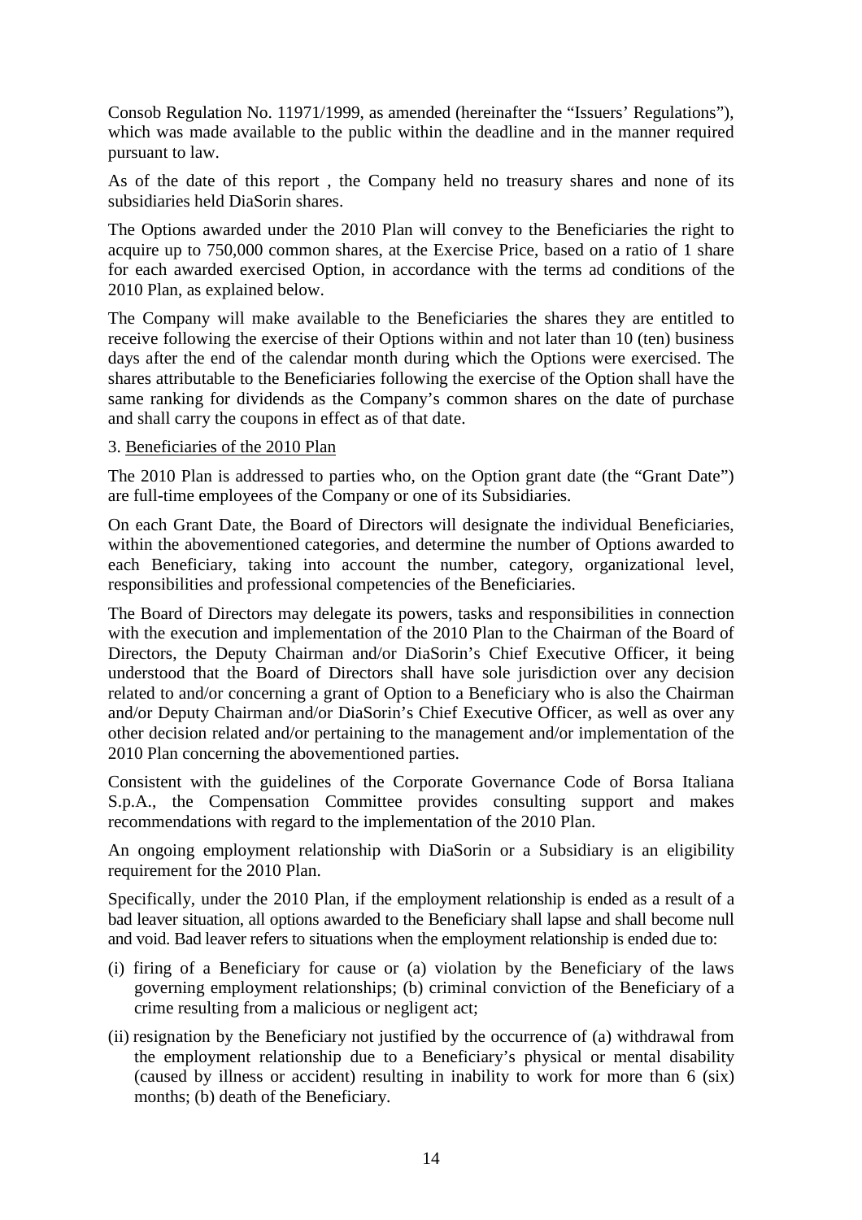Consob Regulation No. 11971/1999, as amended (hereinafter the "Issuers' Regulations"), which was made available to the public within the deadline and in the manner required pursuant to law.

As of the date of this report , the Company held no treasury shares and none of its subsidiaries held DiaSorin shares.

The Options awarded under the 2010 Plan will convey to the Beneficiaries the right to acquire up to 750,000 common shares, at the Exercise Price, based on a ratio of 1 share for each awarded exercised Option, in accordance with the terms ad conditions of the 2010 Plan, as explained below.

The Company will make available to the Beneficiaries the shares they are entitled to receive following the exercise of their Options within and not later than 10 (ten) business days after the end of the calendar month during which the Options were exercised. The shares attributable to the Beneficiaries following the exercise of the Option shall have the same ranking for dividends as the Company's common shares on the date of purchase and shall carry the coupons in effect as of that date.

3. Beneficiaries of the 2010 Plan

The 2010 Plan is addressed to parties who, on the Option grant date (the "Grant Date") are full-time employees of the Company or one of its Subsidiaries.

On each Grant Date, the Board of Directors will designate the individual Beneficiaries, within the abovementioned categories, and determine the number of Options awarded to each Beneficiary, taking into account the number, category, organizational level, responsibilities and professional competencies of the Beneficiaries.

The Board of Directors may delegate its powers, tasks and responsibilities in connection with the execution and implementation of the 2010 Plan to the Chairman of the Board of Directors, the Deputy Chairman and/or DiaSorin's Chief Executive Officer, it being understood that the Board of Directors shall have sole jurisdiction over any decision related to and/or concerning a grant of Option to a Beneficiary who is also the Chairman and/or Deputy Chairman and/or DiaSorin's Chief Executive Officer, as well as over any other decision related and/or pertaining to the management and/or implementation of the 2010 Plan concerning the abovementioned parties.

Consistent with the guidelines of the Corporate Governance Code of Borsa Italiana S.p.A., the Compensation Committee provides consulting support and makes recommendations with regard to the implementation of the 2010 Plan.

An ongoing employment relationship with DiaSorin or a Subsidiary is an eligibility requirement for the 2010 Plan.

Specifically, under the 2010 Plan, if the employment relationship is ended as a result of a bad leaver situation, all options awarded to the Beneficiary shall lapse and shall become null and void. Bad leaver refers to situations when the employment relationship is ended due to:

(i) firing of a Beneficiary for cause or (a) violation by the Beneficiary of the laws governing employment relationships; (b) criminal conviction of the Beneficiary of a crime resulting from a malicious or negligent act;

(ii) resignation by the Beneficiary not justified by the occurrence of (a) withdrawal from the employment relationship due to a Beneficiary's physical or mental disability (caused by illness or accident) resulting in inability to work for more than 6 (six) months; (b) death of the Beneficiary.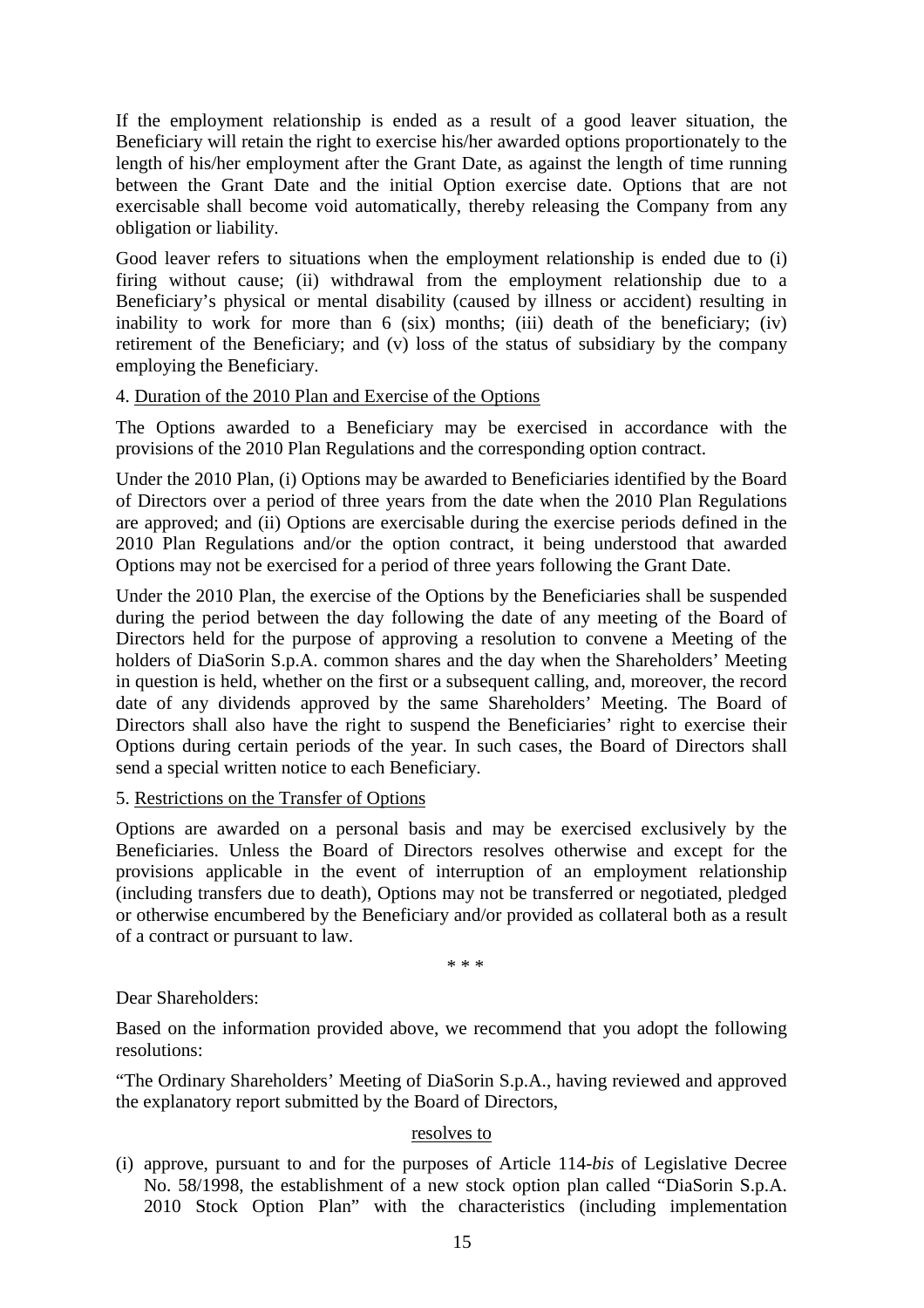If the employment relationship is ended as a result of a good leaver situation, the Beneficiary will retain the right to exercise his/her awarded options proportionately to the length of his/her employment after the Grant Date, as against the length of time running between the Grant Date and the initial Option exercise date. Options that are not exercisable shall become void automatically, thereby releasing the Company from any obligation or liability.

Good leaver refers to situations when the employment relationship is ended due to (i) firing without cause; (ii) withdrawal from the employment relationship due to a Beneficiary's physical or mental disability (caused by illness or accident) resulting in inability to work for more than 6 (six) months; (iii) death of the beneficiary; (iv) retirement of the Beneficiary; and (v) loss of the status of subsidiary by the company employing the Beneficiary.

4. Duration of the 2010 Plan and Exercise of the Options

The Options awarded to a Beneficiary may be exercised in accordance with the provisions of the 2010 Plan Regulations and the corresponding option contract.

Under the 2010 Plan, (i) Options may be awarded to Beneficiaries identified by the Board of Directors over a period of three years from the date when the 2010 Plan Regulations are approved; and (ii) Options are exercisable during the exercise periods defined in the 2010 Plan Regulations and/or the option contract, it being understood that awarded Options may not be exercised for a period of three years following the Grant Date.

Under the 2010 Plan, the exercise of the Options by the Beneficiaries shall be suspended during the period between the day following the date of any meeting of the Board of Directors held for the purpose of approving a resolution to convene a Meeting of the holders of DiaSorin S.p.A. common shares and the day when the Shareholders' Meeting in question is held, whether on the first or a subsequent calling, and, moreover, the record date of any dividends approved by the same Shareholders' Meeting. The Board of Directors shall also have the right to suspend the Beneficiaries' right to exercise their Options during certain periods of the year. In such cases, the Board of Directors shall send a special written notice to each Beneficiary.

5. Restrictions on the Transfer of Options

Options are awarded on a personal basis and may be exercised exclusively by the Beneficiaries. Unless the Board of Directors resolves otherwise and except for the provisions applicable in the event of interruption of an employment relationship (including transfers due to death), Options may not be transferred or negotiated, pledged or otherwise encumbered by the Beneficiary and/or provided as collateral both as a result of a contract or pursuant to law.

\* \* \*

Dear Shareholders:

Based on the information provided above, we recommend that you adopt the following resolutions:

"The Ordinary Shareholders' Meeting of DiaSorin S.p.A., having reviewed and approved the explanatory report submitted by the Board of Directors,

resolves to

(i) approve, pursuant to and for the purposes of Article 114-*bis* of Legislative Decree No. 58/1998, the establishment of a new stock option plan called "DiaSorin S.p.A. 2010 Stock Option Plan" with the characteristics (including implementation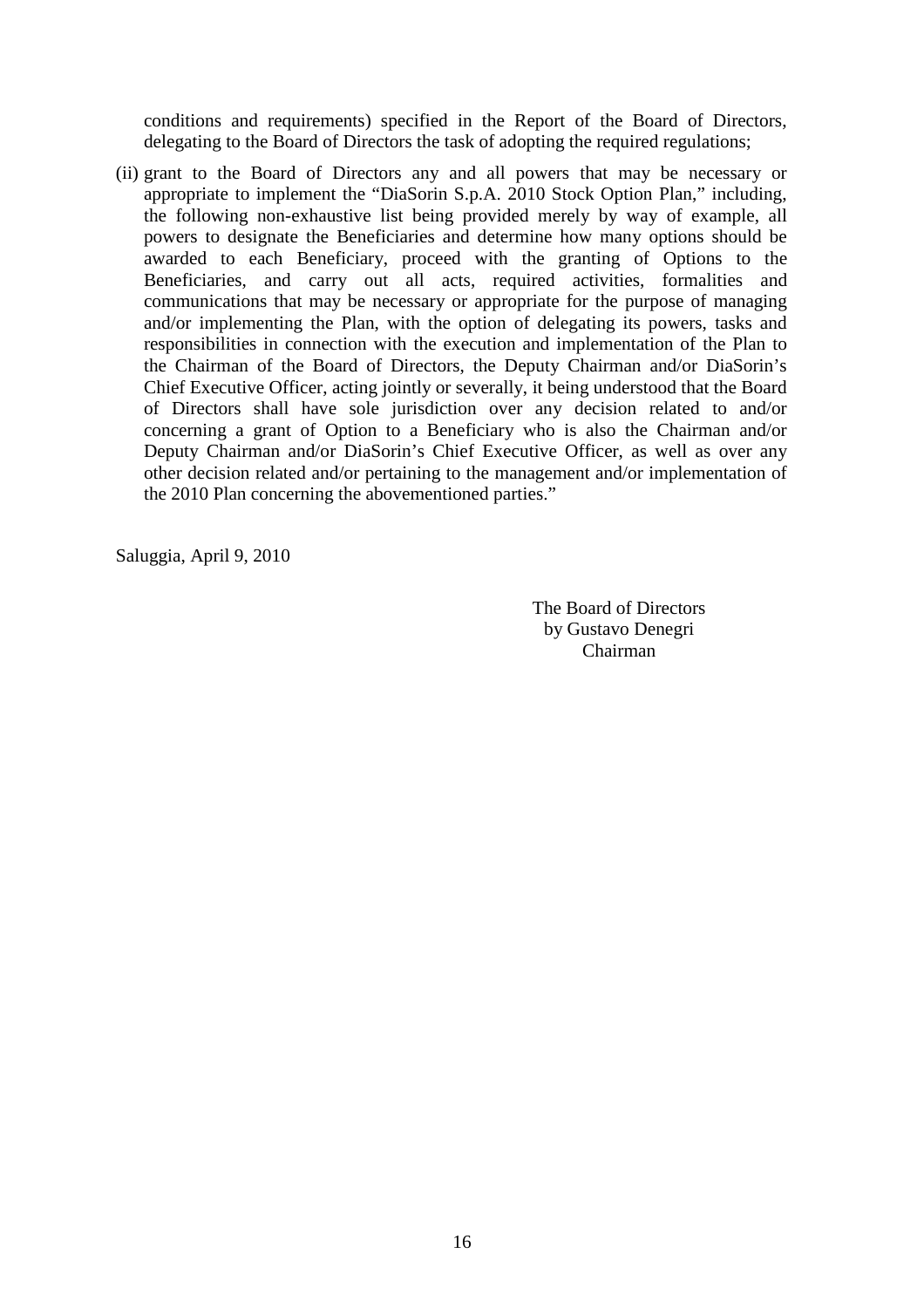conditions and requirements) specified in the Report of the Board of Directors, delegating to the Board of Directors the task of adopting the required regulations;

(ii) grant to the Board of Directors any and all powers that may be necessary or appropriate to implement the "DiaSorin S.p.A. 2010 Stock Option Plan," including, the following non-exhaustive list being provided merely by way of example, all powers to designate the Beneficiaries and determine how many options should be awarded to each Beneficiary, proceed with the granting of Options to the Beneficiaries, and carry out all acts, required activities, formalities and communications that may be necessary or appropriate for the purpose of managing and/or implementing the Plan, with the option of delegating its powers, tasks and responsibilities in connection with the execution and implementation of the Plan to the Chairman of the Board of Directors, the Deputy Chairman and/or DiaSorin's Chief Executive Officer, acting jointly or severally, it being understood that the Board of Directors shall have sole jurisdiction over any decision related to and/or concerning a grant of Option to a Beneficiary who is also the Chairman and/or Deputy Chairman and/or DiaSorin's Chief Executive Officer, as well as over any other decision related and/or pertaining to the management and/or implementation of the 2010 Plan concerning the abovementioned parties."

Saluggia, April 9, 2010

The Board of Directors
by Gustavo Denegri
Chairman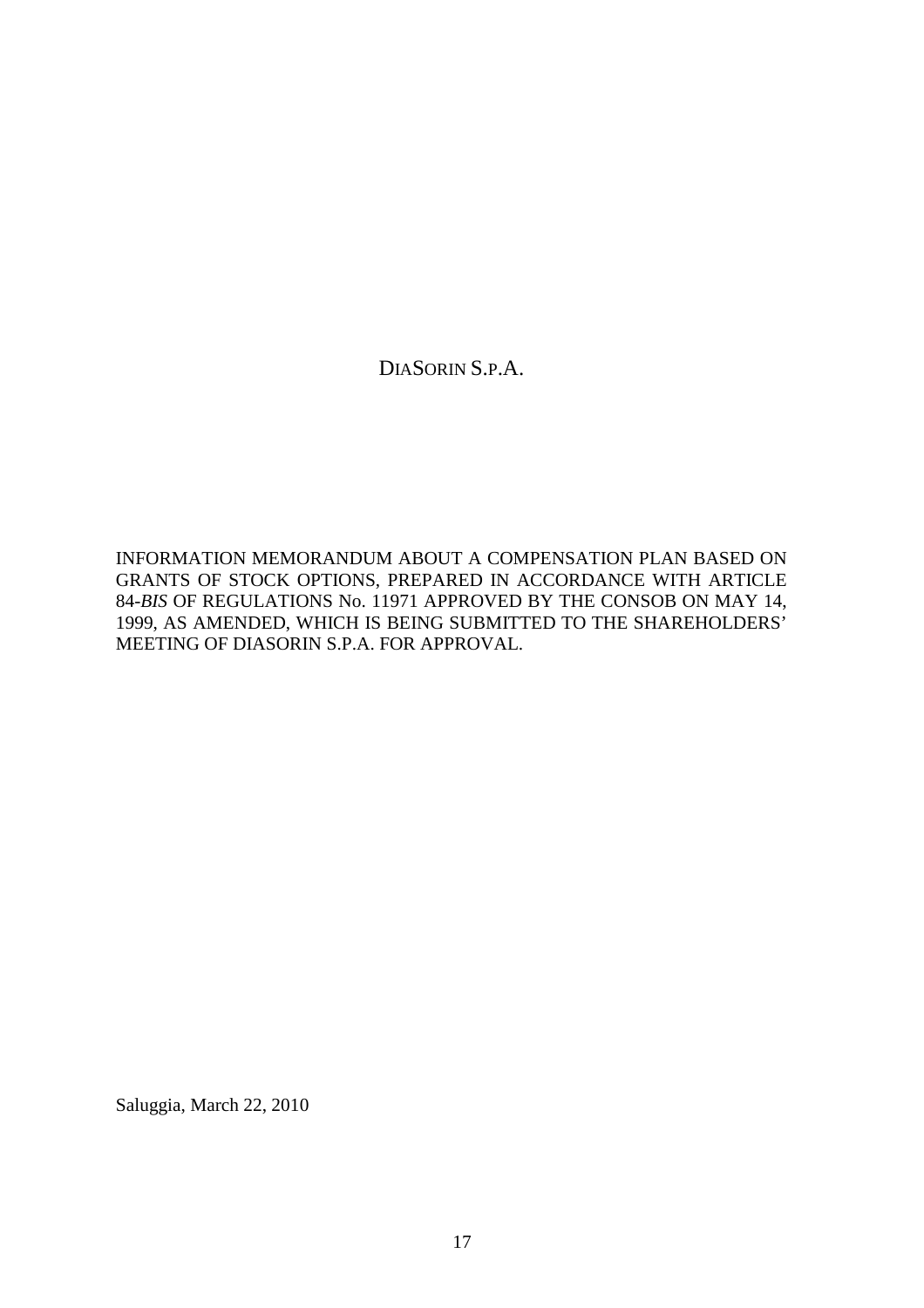# DiaSorin S.p.A.

INFORMATION MEMORANDUM ABOUT A COMPENSATION PLAN BASED ON GRANTS OF STOCK OPTIONS, PREPARED IN ACCORDANCE WITH ARTICLE 84-*BIS* OF REGULATIONS No. 11971 APPROVED BY THE CONSOB ON MAY 14, 1999, AS AMENDED, WHICH IS BEING SUBMITTED TO THE SHAREHOLDERS' MEETING OF DIASORIN S.P.A. FOR APPROVAL.

Saluggia, March 22, 2010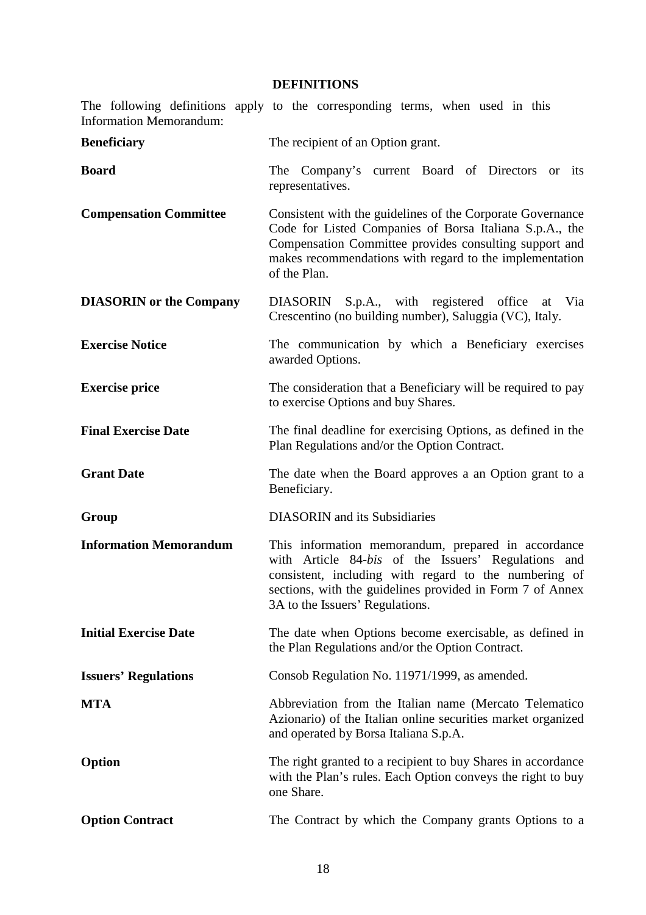## DEFINITIONS

The following definitions apply to the corresponding terms, when used in this Information Memorandum:

| | |
|---|---|
| **Beneficiary** | The recipient of an Option grant. |
| **Board** | The Company's current Board of Directors or its representatives. |
| **Compensation Committee** | Consistent with the guidelines of the Corporate Governance Code for Listed Companies of Borsa Italiana S.p.A., the Compensation Committee provides consulting support and makes recommendations with regard to the implementation of the Plan. |
| **DIASORIN or the Company** | DIASORIN S.p.A., with registered office at Via Crescentino (no building number), Saluggia (VC), Italy. |
| **Exercise Notice** | The communication by which a Beneficiary exercises awarded Options. |
| **Exercise price** | The consideration that a Beneficiary will be required to pay to exercise Options and buy Shares. |
| **Final Exercise Date** | The final deadline for exercising Options, as defined in the Plan Regulations and/or the Option Contract. |
| **Grant Date** | The date when the Board approves a an Option grant to a Beneficiary. |
| **Group** | DIASORIN and its Subsidiaries |
| **Information Memorandum** | This information memorandum, prepared in accordance with Article 84-*bis* of the Issuers' Regulations and consistent, including with regard to the numbering of sections, with the guidelines provided in Form 7 of Annex 3A to the Issuers' Regulations. |
| **Initial Exercise Date** | The date when Options become exercisable, as defined in the Plan Regulations and/or the Option Contract. |
| **Issuers' Regulations** | Consob Regulation No. 11971/1999, as amended. |
| **MTA** | Abbreviation from the Italian name (Mercato Telematico Azionario) of the Italian online securities market organized and operated by Borsa Italiana S.p.A. |
| **Option** | The right granted to a recipient to buy Shares in accordance with the Plan's rules. Each Option conveys the right to buy one Share. |
| **Option Contract** | The Contract by which the Company grants Options to a |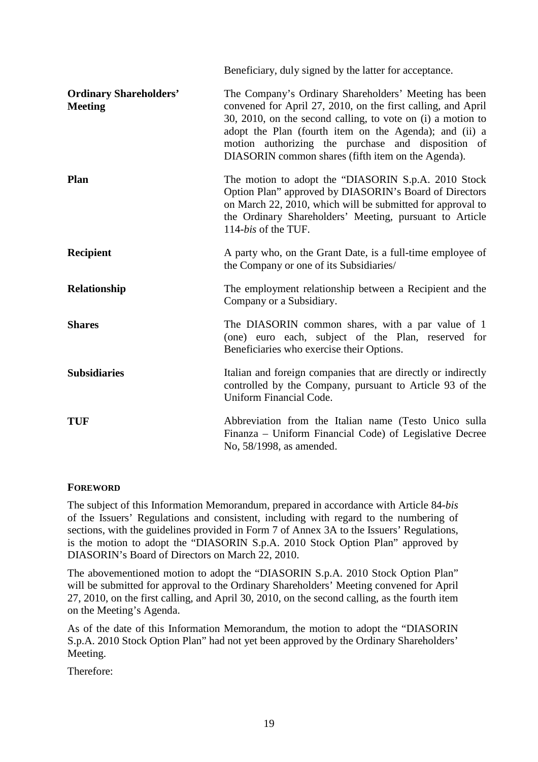| | |
|---|---|
| | Beneficiary, duly signed by the latter for acceptance. |
| **Ordinary Shareholders' Meeting** | The Company's Ordinary Shareholders' Meeting has been convened for April 27, 2010, on the first calling, and April 30, 2010, on the second calling, to vote on (i) a motion to adopt the Plan (fourth item on the Agenda); and (ii) a motion authorizing the purchase and disposition of DIASORIN common shares (fifth item on the Agenda). |
| **Plan** | The motion to adopt the "DIASORIN S.p.A. 2010 Stock Option Plan" approved by DIASORIN's Board of Directors on March 22, 2010, which will be submitted for approval to the Ordinary Shareholders' Meeting, pursuant to Article 114-*bis* of the TUF. |
| **Recipient** | A party who, on the Grant Date, is a full-time employee of the Company or one of its Subsidiaries/ |
| **Relationship** | The employment relationship between a Recipient and the Company or a Subsidiary. |
| **Shares** | The DIASORIN common shares, with a par value of 1 (one) euro each, subject of the Plan, reserved for Beneficiaries who exercise their Options. |
| **Subsidiaries** | Italian and foreign companies that are directly or indirectly controlled by the Company, pursuant to Article 93 of the Uniform Financial Code. |
| **TUF** | Abbreviation from the Italian name (Testo Unico sulla Finanza – Uniform Financial Code) of Legislative Decree No, 58/1998, as amended. |

## FOREWORD

The subject of this Information Memorandum, prepared in accordance with Article 84-*bis* of the Issuers' Regulations and consistent, including with regard to the numbering of sections, with the guidelines provided in Form 7 of Annex 3A to the Issuers' Regulations, is the motion to adopt the "DIASORIN S.p.A. 2010 Stock Option Plan" approved by DIASORIN's Board of Directors on March 22, 2010.

The abovementioned motion to adopt the "DIASORIN S.p.A. 2010 Stock Option Plan" will be submitted for approval to the Ordinary Shareholders' Meeting convened for April 27, 2010, on the first calling, and April 30, 2010, on the second calling, as the fourth item on the Meeting's Agenda.

As of the date of this Information Memorandum, the motion to adopt the "DIASORIN S.p.A. 2010 Stock Option Plan" had not yet been approved by the Ordinary Shareholders' Meeting.

Therefore: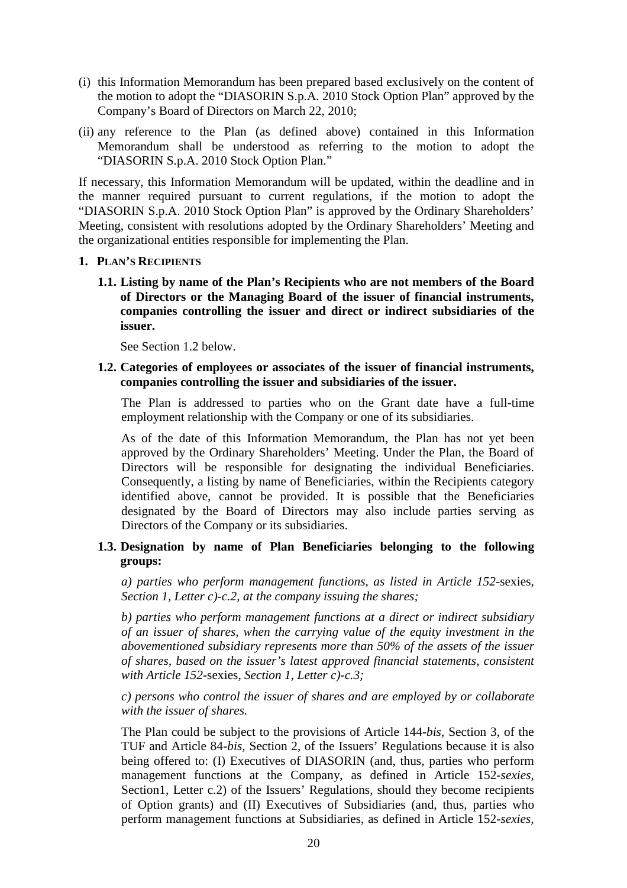(i) this Information Memorandum has been prepared based exclusively on the content of the motion to adopt the "DIASORIN S.p.A. 2010 Stock Option Plan" approved by the Company's Board of Directors on March 22, 2010;

(ii) any reference to the Plan (as defined above) contained in this Information Memorandum shall be understood as referring to the motion to adopt the "DIASORIN S.p.A. 2010 Stock Option Plan."

If necessary, this Information Memorandum will be updated, within the deadline and in the manner required pursuant to current regulations, if the motion to adopt the "DIASORIN S.p.A. 2010 Stock Option Plan" is approved by the Ordinary Shareholders' Meeting, consistent with resolutions adopted by the Ordinary Shareholders' Meeting and the organizational entities responsible for implementing the Plan.

## 1. PLAN'S RECIPIENTS

### 1.1. Listing by name of the Plan's Recipients who are not members of the Board of Directors or the Managing Board of the issuer of financial instruments, companies controlling the issuer and direct or indirect subsidiaries of the issuer.

See Section 1.2 below.

### 1.2. Categories of employees or associates of the issuer of financial instruments, companies controlling the issuer and subsidiaries of the issuer.

The Plan is addressed to parties who on the Grant date have a full-time employment relationship with the Company or one of its subsidiaries.

As of the date of this Information Memorandum, the Plan has not yet been approved by the Ordinary Shareholders' Meeting. Under the Plan, the Board of Directors will be responsible for designating the individual Beneficiaries. Consequently, a listing by name of Beneficiaries, within the Recipients category identified above, cannot be provided. It is possible that the Beneficiaries designated by the Board of Directors may also include parties serving as Directors of the Company or its subsidiaries.

### 1.3. Designation by name of Plan Beneficiaries belonging to the following groups:

*a) parties who perform management functions, as listed in Article 152-*sexies, *Section 1, Letter c)-c.2, at the company issuing the shares;*

*b) parties who perform management functions at a direct or indirect subsidiary of an issuer of shares, when the carrying value of the equity investment in the abovementioned subsidiary represents more than 50% of the assets of the issuer of shares, based on the issuer's latest approved financial statements, consistent with Article 152-*sexies, *Section 1, Letter c)-c.3;*

*c) persons who control the issuer of shares and are employed by or collaborate with the issuer of shares.*

The Plan could be subject to the provisions of Article 144-*bis*, Section 3, of the TUF and Article 84-*bis*, Section 2, of the Issuers' Regulations because it is also being offered to: (I) Executives of DIASORIN (and, thus, parties who perform management functions at the Company, as defined in Article 152-*sexies*, Section1, Letter c.2) of the Issuers' Regulations, should they become recipients of Option grants) and (II) Executives of Subsidiaries (and, thus, parties who perform management functions at Subsidiaries, as defined in Article 152-*sexies*,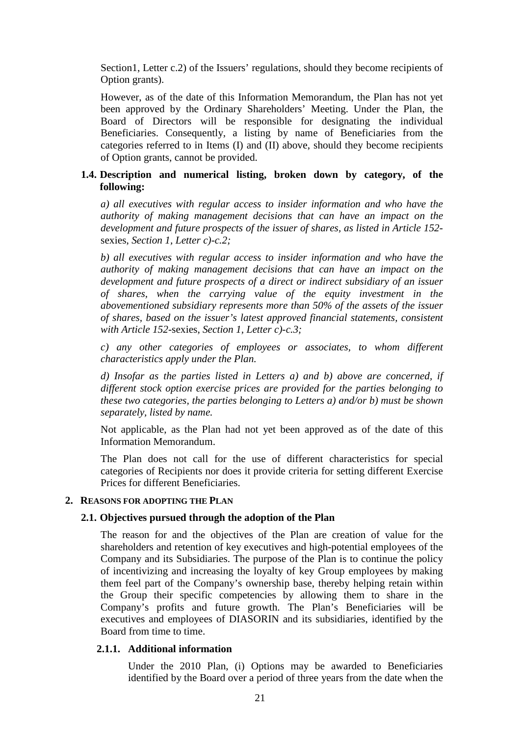Section1, Letter c.2) of the Issuers' regulations, should they become recipients of Option grants).

However, as of the date of this Information Memorandum, the Plan has not yet been approved by the Ordinary Shareholders' Meeting. Under the Plan, the Board of Directors will be responsible for designating the individual Beneficiaries. Consequently, a listing by name of Beneficiaries from the categories referred to in Items (I) and (II) above, should they become recipients of Option grants, cannot be provided.

### 1.4. Description and numerical listing, broken down by category, of the following:

*a) all executives with regular access to insider information and who have the authority of making management decisions that can have an impact on the development and future prospects of the issuer of shares, as listed in Article 152-*sexies, *Section 1, Letter c)-c.2;*

*b) all executives with regular access to insider information and who have the authority of making management decisions that can have an impact on the development and future prospects of a direct or indirect subsidiary of an issuer of shares, when the carrying value of the equity investment in the abovementioned subsidiary represents more than 50% of the assets of the issuer of shares, based on the issuer's latest approved financial statements, consistent with Article 152-*sexies, *Section 1, Letter c)-c.3;*

*c) any other categories of employees or associates, to whom different characteristics apply under the Plan.*

*d) Insofar as the parties listed in Letters a) and b) above are concerned, if different stock option exercise prices are provided for the parties belonging to these two categories, the parties belonging to Letters a) and/or b) must be shown separately, listed by name.*

Not applicable, as the Plan had not yet been approved as of the date of this Information Memorandum.

The Plan does not call for the use of different characteristics for special categories of Recipients nor does it provide criteria for setting different Exercise Prices for different Beneficiaries.

## 2. REASONS FOR ADOPTING THE PLAN

### 2.1. Objectives pursued through the adoption of the Plan

The reason for and the objectives of the Plan are creation of value for the shareholders and retention of key executives and high-potential employees of the Company and its Subsidiaries. The purpose of the Plan is to continue the policy of incentivizing and increasing the loyalty of key Group employees by making them feel part of the Company's ownership base, thereby helping retain within the Group their specific competencies by allowing them to share in the Company's profits and future growth. The Plan's Beneficiaries will be executives and employees of DIASORIN and its subsidiaries, identified by the Board from time to time.

#### 2.1.1. Additional information

Under the 2010 Plan, (i) Options may be awarded to Beneficiaries identified by the Board over a period of three years from the date when the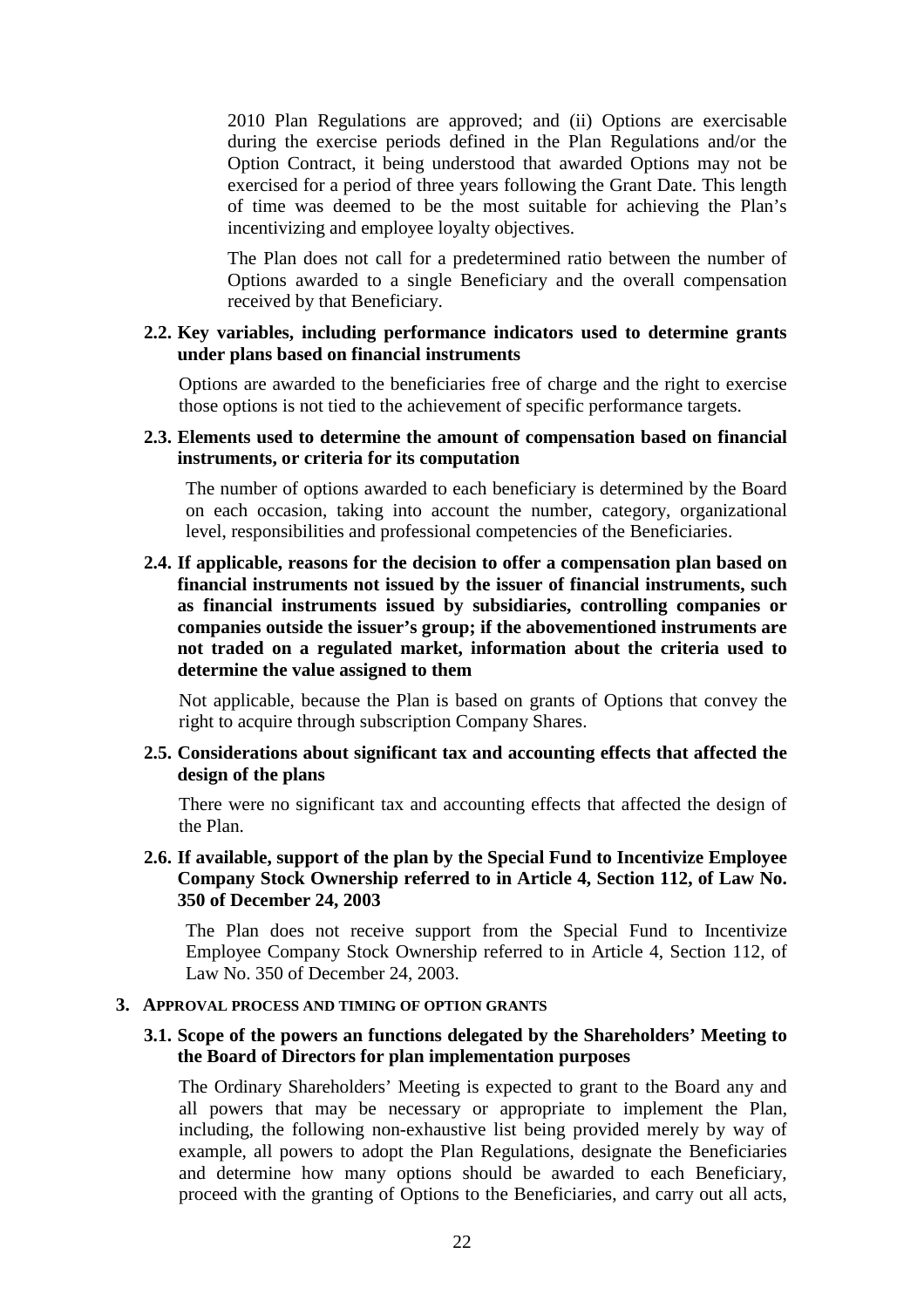2010 Plan Regulations are approved; and (ii) Options are exercisable during the exercise periods defined in the Plan Regulations and/or the Option Contract, it being understood that awarded Options may not be exercised for a period of three years following the Grant Date. This length of time was deemed to be the most suitable for achieving the Plan's incentivizing and employee loyalty objectives.

The Plan does not call for a predetermined ratio between the number of Options awarded to a single Beneficiary and the overall compensation received by that Beneficiary.

### 2.2. Key variables, including performance indicators used to determine grants under plans based on financial instruments

Options are awarded to the beneficiaries free of charge and the right to exercise those options is not tied to the achievement of specific performance targets.

### 2.3. Elements used to determine the amount of compensation based on financial instruments, or criteria for its computation

The number of options awarded to each beneficiary is determined by the Board on each occasion, taking into account the number, category, organizational level, responsibilities and professional competencies of the Beneficiaries.

### 2.4. If applicable, reasons for the decision to offer a compensation plan based on financial instruments not issued by the issuer of financial instruments, such as financial instruments issued by subsidiaries, controlling companies or companies outside the issuer's group; if the abovementioned instruments are not traded on a regulated market, information about the criteria used to determine the value assigned to them

Not applicable, because the Plan is based on grants of Options that convey the right to acquire through subscription Company Shares.

### 2.5. Considerations about significant tax and accounting effects that affected the design of the plans

There were no significant tax and accounting effects that affected the design of the Plan.

### 2.6. If available, support of the plan by the Special Fund to Incentivize Employee Company Stock Ownership referred to in Article 4, Section 112, of Law No. 350 of December 24, 2003

The Plan does not receive support from the Special Fund to Incentivize Employee Company Stock Ownership referred to in Article 4, Section 112, of Law No. 350 of December 24, 2003.

## 3. APPROVAL PROCESS AND TIMING OF OPTION GRANTS

### 3.1. Scope of the powers an functions delegated by the Shareholders' Meeting to the Board of Directors for plan implementation purposes

The Ordinary Shareholders' Meeting is expected to grant to the Board any and all powers that may be necessary or appropriate to implement the Plan, including, the following non-exhaustive list being provided merely by way of example, all powers to adopt the Plan Regulations, designate the Beneficiaries and determine how many options should be awarded to each Beneficiary, proceed with the granting of Options to the Beneficiaries, and carry out all acts,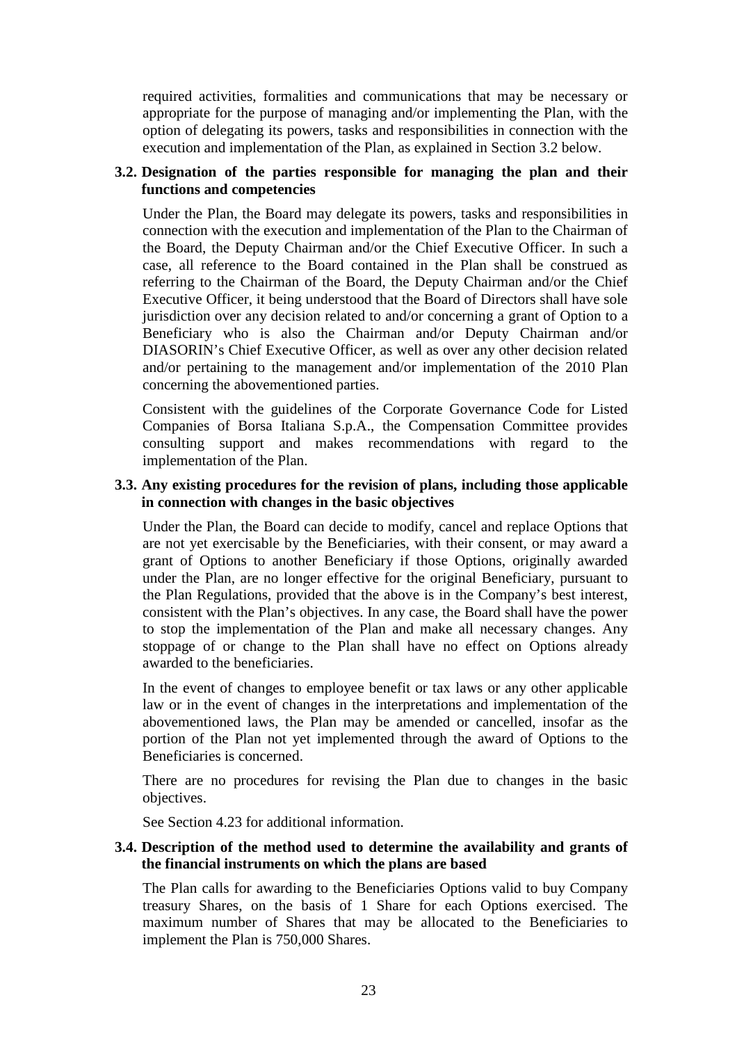required activities, formalities and communications that may be necessary or appropriate for the purpose of managing and/or implementing the Plan, with the option of delegating its powers, tasks and responsibilities in connection with the execution and implementation of the Plan, as explained in Section 3.2 below.

### 3.2. Designation of the parties responsible for managing the plan and their functions and competencies

Under the Plan, the Board may delegate its powers, tasks and responsibilities in connection with the execution and implementation of the Plan to the Chairman of the Board, the Deputy Chairman and/or the Chief Executive Officer. In such a case, all reference to the Board contained in the Plan shall be construed as referring to the Chairman of the Board, the Deputy Chairman and/or the Chief Executive Officer, it being understood that the Board of Directors shall have sole jurisdiction over any decision related to and/or concerning a grant of Option to a Beneficiary who is also the Chairman and/or Deputy Chairman and/or DIASORIN's Chief Executive Officer, as well as over any other decision related and/or pertaining to the management and/or implementation of the 2010 Plan concerning the abovementioned parties.

Consistent with the guidelines of the Corporate Governance Code for Listed Companies of Borsa Italiana S.p.A., the Compensation Committee provides consulting support and makes recommendations with regard to the implementation of the Plan.

### 3.3. Any existing procedures for the revision of plans, including those applicable in connection with changes in the basic objectives

Under the Plan, the Board can decide to modify, cancel and replace Options that are not yet exercisable by the Beneficiaries, with their consent, or may award a grant of Options to another Beneficiary if those Options, originally awarded under the Plan, are no longer effective for the original Beneficiary, pursuant to the Plan Regulations, provided that the above is in the Company's best interest, consistent with the Plan's objectives. In any case, the Board shall have the power to stop the implementation of the Plan and make all necessary changes. Any stoppage of or change to the Plan shall have no effect on Options already awarded to the beneficiaries.

In the event of changes to employee benefit or tax laws or any other applicable law or in the event of changes in the interpretations and implementation of the abovementioned laws, the Plan may be amended or cancelled, insofar as the portion of the Plan not yet implemented through the award of Options to the Beneficiaries is concerned.

There are no procedures for revising the Plan due to changes in the basic objectives.

See Section 4.23 for additional information.

### 3.4. Description of the method used to determine the availability and grants of the financial instruments on which the plans are based

The Plan calls for awarding to the Beneficiaries Options valid to buy Company treasury Shares, on the basis of 1 Share for each Options exercised. The maximum number of Shares that may be allocated to the Beneficiaries to implement the Plan is 750,000 Shares.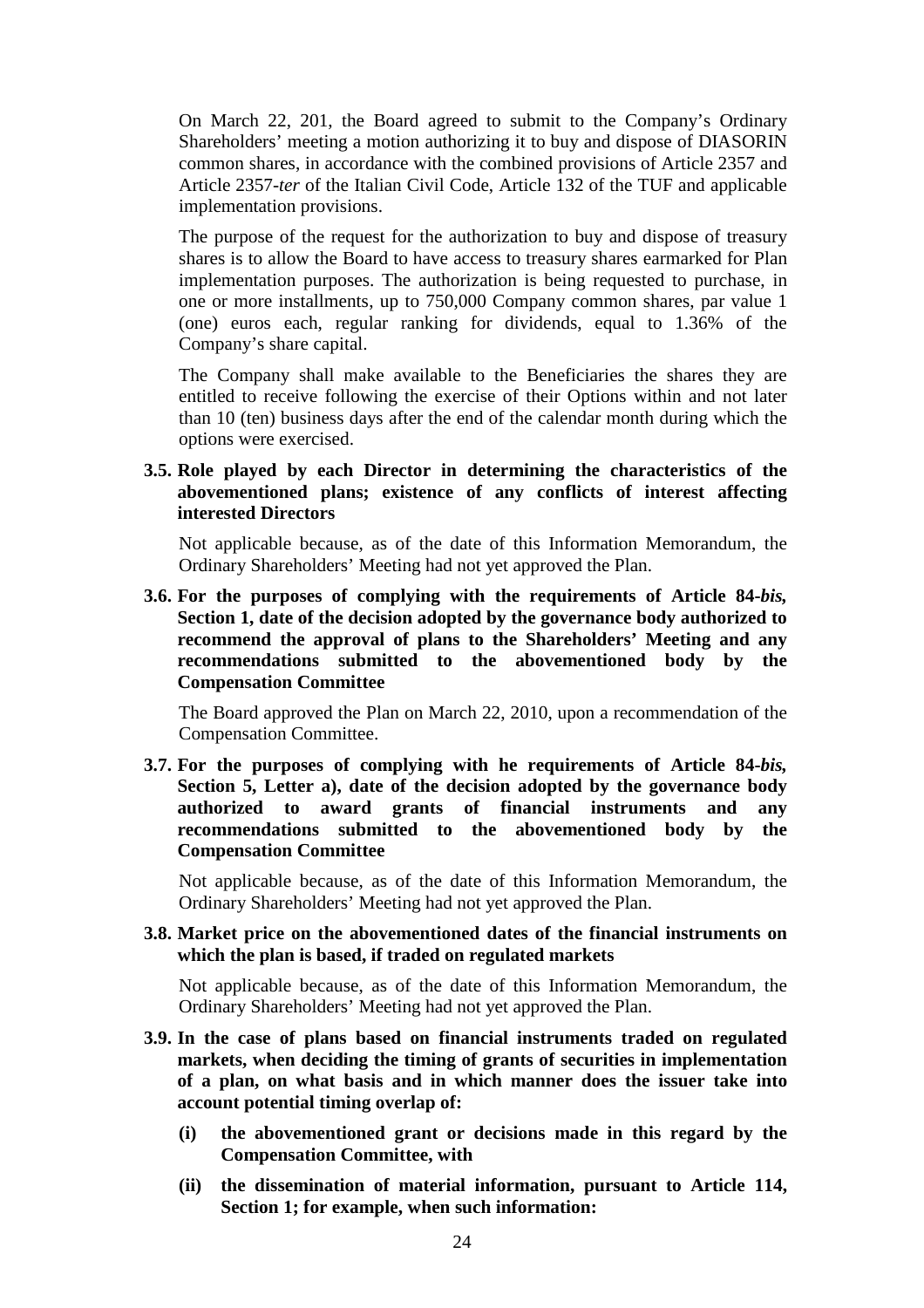On March 22, 201, the Board agreed to submit to the Company's Ordinary Shareholders' meeting a motion authorizing it to buy and dispose of DIASORIN common shares, in accordance with the combined provisions of Article 2357 and Article 2357-*ter* of the Italian Civil Code, Article 132 of the TUF and applicable implementation provisions.

The purpose of the request for the authorization to buy and dispose of treasury shares is to allow the Board to have access to treasury shares earmarked for Plan implementation purposes. The authorization is being requested to purchase, in one or more installments, up to 750,000 Company common shares, par value 1 (one) euros each, regular ranking for dividends, equal to 1.36% of the Company's share capital.

The Company shall make available to the Beneficiaries the shares they are entitled to receive following the exercise of their Options within and not later than 10 (ten) business days after the end of the calendar month during which the options were exercised.

**3.5. Role played by each Director in determining the characteristics of the abovementioned plans; existence of any conflicts of interest affecting interested Directors**

Not applicable because, as of the date of this Information Memorandum, the Ordinary Shareholders' Meeting had not yet approved the Plan.

**3.6. For the purposes of complying with the requirements of Article 84-*bis*, Section 1, date of the decision adopted by the governance body authorized to recommend the approval of plans to the Shareholders' Meeting and any recommendations submitted to the abovementioned body by the Compensation Committee**

The Board approved the Plan on March 22, 2010, upon a recommendation of the Compensation Committee.

**3.7. For the purposes of complying with he requirements of Article 84-*bis*, Section 5, Letter a), date of the decision adopted by the governance body authorized to award grants of financial instruments and any recommendations submitted to the abovementioned body by the Compensation Committee**

Not applicable because, as of the date of this Information Memorandum, the Ordinary Shareholders' Meeting had not yet approved the Plan.

**3.8. Market price on the abovementioned dates of the financial instruments on which the plan is based, if traded on regulated markets**

Not applicable because, as of the date of this Information Memorandum, the Ordinary Shareholders' Meeting had not yet approved the Plan.

**3.9. In the case of plans based on financial instruments traded on regulated markets, when deciding the timing of grants of securities in implementation of a plan, on what basis and in which manner does the issuer take into account potential timing overlap of:**

- **(i) the abovementioned grant or decisions made in this regard by the Compensation Committee, with**
- **(ii) the dissemination of material information, pursuant to Article 114, Section 1; for example, when such information:**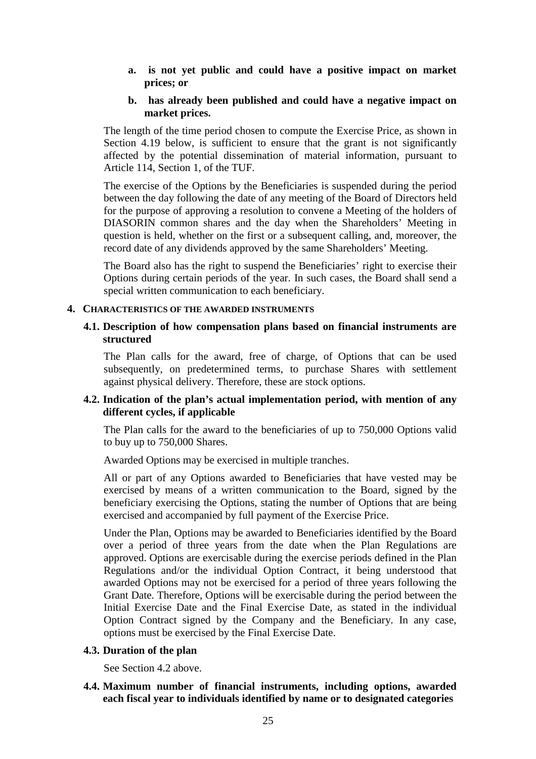**a. is not yet public and could have a positive impact on market prices; or**

**b. has already been published and could have a negative impact on market prices.**

The length of the time period chosen to compute the Exercise Price, as shown in Section 4.19 below, is sufficient to ensure that the grant is not significantly affected by the potential dissemination of material information, pursuant to Article 114, Section 1, of the TUF.

The exercise of the Options by the Beneficiaries is suspended during the period between the day following the date of any meeting of the Board of Directors held for the purpose of approving a resolution to convene a Meeting of the holders of DIASORIN common shares and the day when the Shareholders' Meeting in question is held, whether on the first or a subsequent calling, and, moreover, the record date of any dividends approved by the same Shareholders' Meeting.

The Board also has the right to suspend the Beneficiaries' right to exercise their Options during certain periods of the year. In such cases, the Board shall send a special written communication to each beneficiary.

## 4. CHARACTERISTICS OF THE AWARDED INSTRUMENTS

### 4.1. Description of how compensation plans based on financial instruments are structured

The Plan calls for the award, free of charge, of Options that can be used subsequently, on predetermined terms, to purchase Shares with settlement against physical delivery. Therefore, these are stock options.

### 4.2. Indication of the plan's actual implementation period, with mention of any different cycles, if applicable

The Plan calls for the award to the beneficiaries of up to 750,000 Options valid to buy up to 750,000 Shares.

Awarded Options may be exercised in multiple tranches.

All or part of any Options awarded to Beneficiaries that have vested may be exercised by means of a written communication to the Board, signed by the beneficiary exercising the Options, stating the number of Options that are being exercised and accompanied by full payment of the Exercise Price.

Under the Plan, Options may be awarded to Beneficiaries identified by the Board over a period of three years from the date when the Plan Regulations are approved. Options are exercisable during the exercise periods defined in the Plan Regulations and/or the individual Option Contract, it being understood that awarded Options may not be exercised for a period of three years following the Grant Date. Therefore, Options will be exercisable during the period between the Initial Exercise Date and the Final Exercise Date, as stated in the individual Option Contract signed by the Company and the Beneficiary. In any case, options must be exercised by the Final Exercise Date.

### 4.3. Duration of the plan

See Section 4.2 above.

### 4.4. Maximum number of financial instruments, including options, awarded each fiscal year to individuals identified by name or to designated categories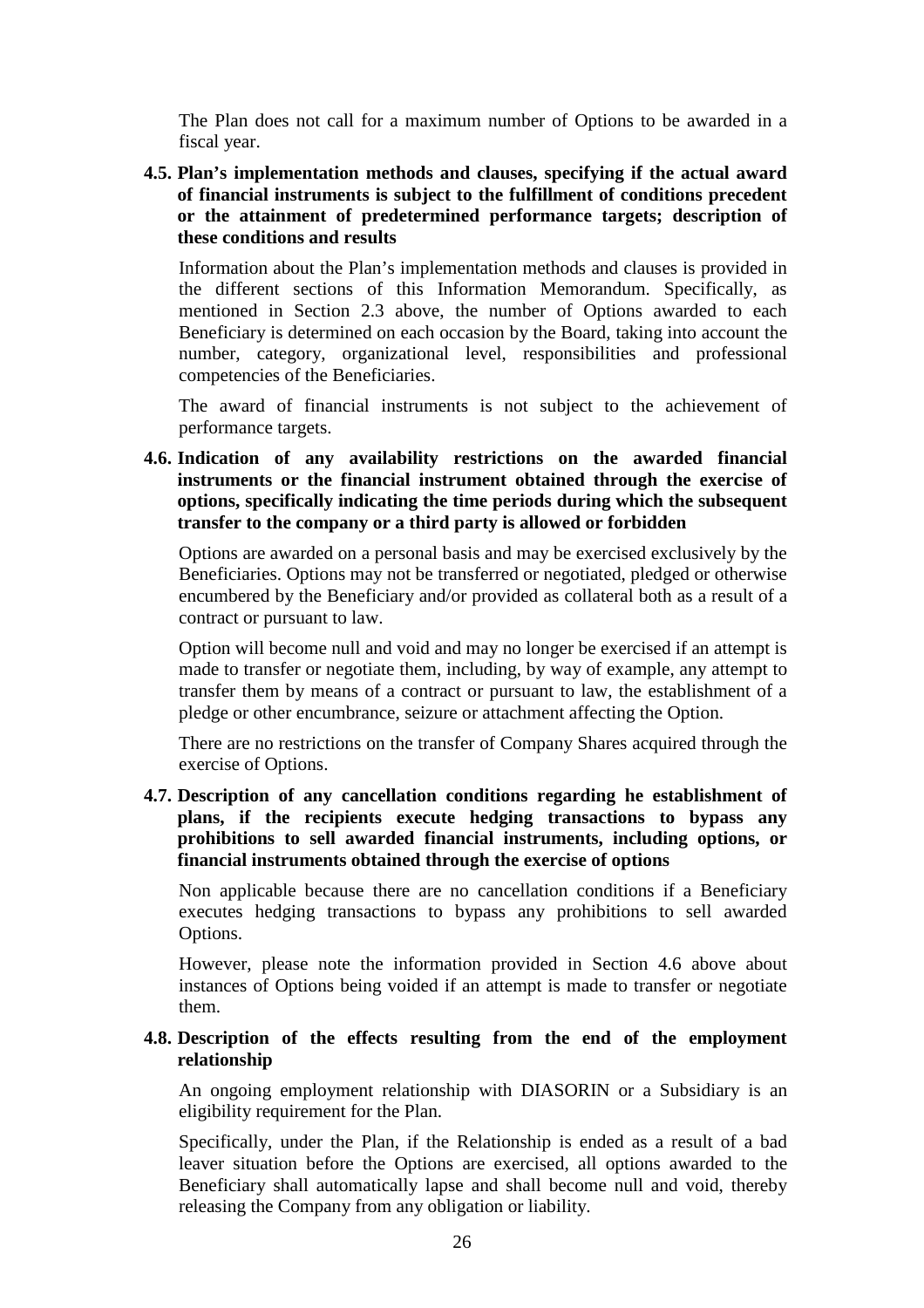The Plan does not call for a maximum number of Options to be awarded in a fiscal year.

### 4.5. Plan's implementation methods and clauses, specifying if the actual award of financial instruments is subject to the fulfillment of conditions precedent or the attainment of predetermined performance targets; description of these conditions and results

Information about the Plan's implementation methods and clauses is provided in the different sections of this Information Memorandum. Specifically, as mentioned in Section 2.3 above, the number of Options awarded to each Beneficiary is determined on each occasion by the Board, taking into account the number, category, organizational level, responsibilities and professional competencies of the Beneficiaries.

The award of financial instruments is not subject to the achievement of performance targets.

### 4.6. Indication of any availability restrictions on the awarded financial instruments or the financial instrument obtained through the exercise of options, specifically indicating the time periods during which the subsequent transfer to the company or a third party is allowed or forbidden

Options are awarded on a personal basis and may be exercised exclusively by the Beneficiaries. Options may not be transferred or negotiated, pledged or otherwise encumbered by the Beneficiary and/or provided as collateral both as a result of a contract or pursuant to law.

Option will become null and void and may no longer be exercised if an attempt is made to transfer or negotiate them, including, by way of example, any attempt to transfer them by means of a contract or pursuant to law, the establishment of a pledge or other encumbrance, seizure or attachment affecting the Option.

There are no restrictions on the transfer of Company Shares acquired through the exercise of Options.

### 4.7. Description of any cancellation conditions regarding he establishment of plans, if the recipients execute hedging transactions to bypass any prohibitions to sell awarded financial instruments, including options, or financial instruments obtained through the exercise of options

Non applicable because there are no cancellation conditions if a Beneficiary executes hedging transactions to bypass any prohibitions to sell awarded Options.

However, please note the information provided in Section 4.6 above about instances of Options being voided if an attempt is made to transfer or negotiate them.

### 4.8. Description of the effects resulting from the end of the employment relationship

An ongoing employment relationship with DIASORIN or a Subsidiary is an eligibility requirement for the Plan.

Specifically, under the Plan, if the Relationship is ended as a result of a bad leaver situation before the Options are exercised, all options awarded to the Beneficiary shall automatically lapse and shall become null and void, thereby releasing the Company from any obligation or liability.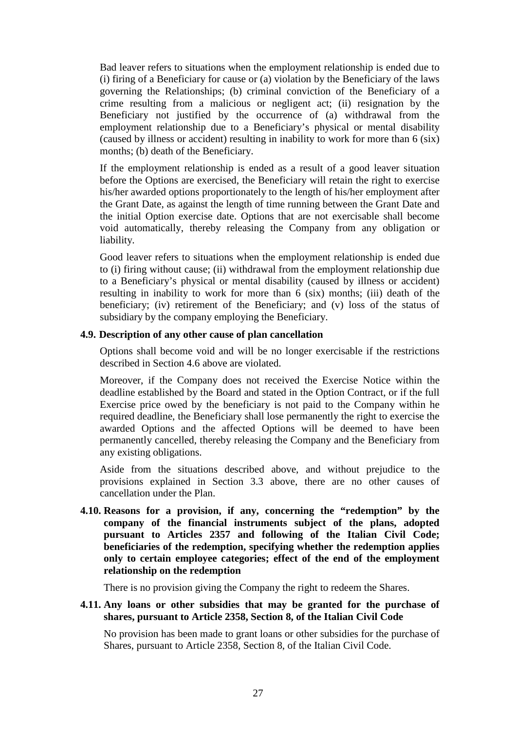Bad leaver refers to situations when the employment relationship is ended due to (i) firing of a Beneficiary for cause or (a) violation by the Beneficiary of the laws governing the Relationships; (b) criminal conviction of the Beneficiary of a crime resulting from a malicious or negligent act; (ii) resignation by the Beneficiary not justified by the occurrence of (a) withdrawal from the employment relationship due to a Beneficiary's physical or mental disability (caused by illness or accident) resulting in inability to work for more than 6 (six) months; (b) death of the Beneficiary.

If the employment relationship is ended as a result of a good leaver situation before the Options are exercised, the Beneficiary will retain the right to exercise his/her awarded options proportionately to the length of his/her employment after the Grant Date, as against the length of time running between the Grant Date and the initial Option exercise date. Options that are not exercisable shall become void automatically, thereby releasing the Company from any obligation or liability.

Good leaver refers to situations when the employment relationship is ended due to (i) firing without cause; (ii) withdrawal from the employment relationship due to a Beneficiary's physical or mental disability (caused by illness or accident) resulting in inability to work for more than 6 (six) months; (iii) death of the beneficiary; (iv) retirement of the Beneficiary; and (v) loss of the status of subsidiary by the company employing the Beneficiary.

**4.9. Description of any other cause of plan cancellation**

Options shall become void and will be no longer exercisable if the restrictions described in Section 4.6 above are violated.

Moreover, if the Company does not received the Exercise Notice within the deadline established by the Board and stated in the Option Contract, or if the full Exercise price owed by the beneficiary is not paid to the Company within he required deadline, the Beneficiary shall lose permanently the right to exercise the awarded Options and the affected Options will be deemed to have been permanently cancelled, thereby releasing the Company and the Beneficiary from any existing obligations.

Aside from the situations described above, and without prejudice to the provisions explained in Section 3.3 above, there are no other causes of cancellation under the Plan.

**4.10. Reasons for a provision, if any, concerning the "redemption" by the company of the financial instruments subject of the plans, adopted pursuant to Articles 2357 and following of the Italian Civil Code; beneficiaries of the redemption, specifying whether the redemption applies only to certain employee categories; effect of the end of the employment relationship on the redemption**

There is no provision giving the Company the right to redeem the Shares.

**4.11. Any loans or other subsidies that may be granted for the purchase of shares, pursuant to Article 2358, Section 8, of the Italian Civil Code**

No provision has been made to grant loans or other subsidies for the purchase of Shares, pursuant to Article 2358, Section 8, of the Italian Civil Code.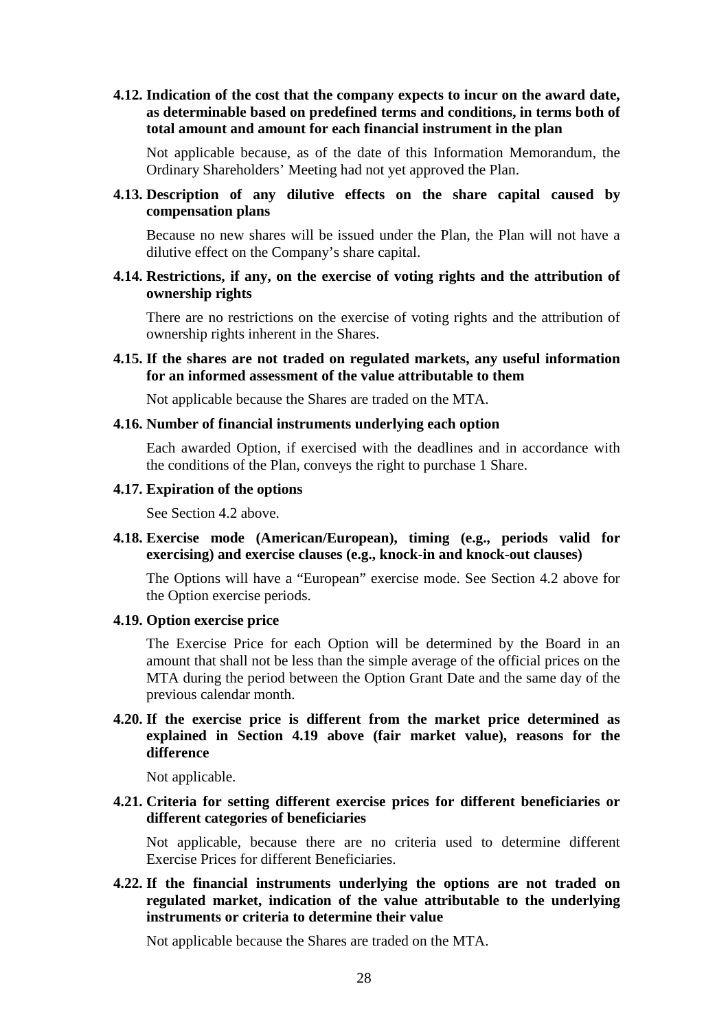**4.12. Indication of the cost that the company expects to incur on the award date, as determinable based on predefined terms and conditions, in terms both of total amount and amount for each financial instrument in the plan**

Not applicable because, as of the date of this Information Memorandum, the Ordinary Shareholders' Meeting had not yet approved the Plan.

**4.13. Description of any dilutive effects on the share capital caused by compensation plans**

Because no new shares will be issued under the Plan, the Plan will not have a dilutive effect on the Company's share capital.

**4.14. Restrictions, if any, on the exercise of voting rights and the attribution of ownership rights**

There are no restrictions on the exercise of voting rights and the attribution of ownership rights inherent in the Shares.

**4.15. If the shares are not traded on regulated markets, any useful information for an informed assessment of the value attributable to them**

Not applicable because the Shares are traded on the MTA.

**4.16. Number of financial instruments underlying each option**

Each awarded Option, if exercised with the deadlines and in accordance with the conditions of the Plan, conveys the right to purchase 1 Share.

**4.17. Expiration of the options**

See Section 4.2 above.

**4.18. Exercise mode (American/European), timing (e.g., periods valid for exercising) and exercise clauses (e.g., knock-in and knock-out clauses)**

The Options will have a "European" exercise mode. See Section 4.2 above for the Option exercise periods.

**4.19. Option exercise price**

The Exercise Price for each Option will be determined by the Board in an amount that shall not be less than the simple average of the official prices on the MTA during the period between the Option Grant Date and the same day of the previous calendar month.

**4.20. If the exercise price is different from the market price determined as explained in Section 4.19 above (fair market value), reasons for the difference**

Not applicable.

**4.21. Criteria for setting different exercise prices for different beneficiaries or different categories of beneficiaries**

Not applicable, because there are no criteria used to determine different Exercise Prices for different Beneficiaries.

**4.22. If the financial instruments underlying the options are not traded on regulated market, indication of the value attributable to the underlying instruments or criteria to determine their value**

Not applicable because the Shares are traded on the MTA.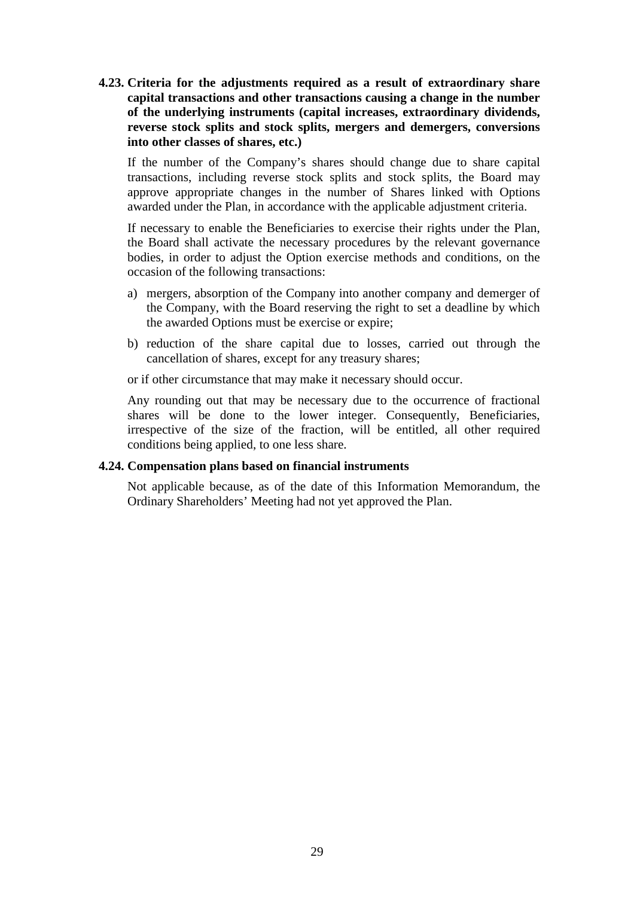### 4.23. Criteria for the adjustments required as a result of extraordinary share capital transactions and other transactions causing a change in the number of the underlying instruments (capital increases, extraordinary dividends, reverse stock splits and stock splits, mergers and demergers, conversions into other classes of shares, etc.)

If the number of the Company's shares should change due to share capital transactions, including reverse stock splits and stock splits, the Board may approve appropriate changes in the number of Shares linked with Options awarded under the Plan, in accordance with the applicable adjustment criteria.

If necessary to enable the Beneficiaries to exercise their rights under the Plan, the Board shall activate the necessary procedures by the relevant governance bodies, in order to adjust the Option exercise methods and conditions, on the occasion of the following transactions:

a) mergers, absorption of the Company into another company and demerger of the Company, with the Board reserving the right to set a deadline by which the awarded Options must be exercise or expire;

b) reduction of the share capital due to losses, carried out through the cancellation of shares, except for any treasury shares;

or if other circumstance that may make it necessary should occur.

Any rounding out that may be necessary due to the occurrence of fractional shares will be done to the lower integer. Consequently, Beneficiaries, irrespective of the size of the fraction, will be entitled, all other required conditions being applied, to one less share.

### 4.24. Compensation plans based on financial instruments

Not applicable because, as of the date of this Information Memorandum, the Ordinary Shareholders' Meeting had not yet approved the Plan.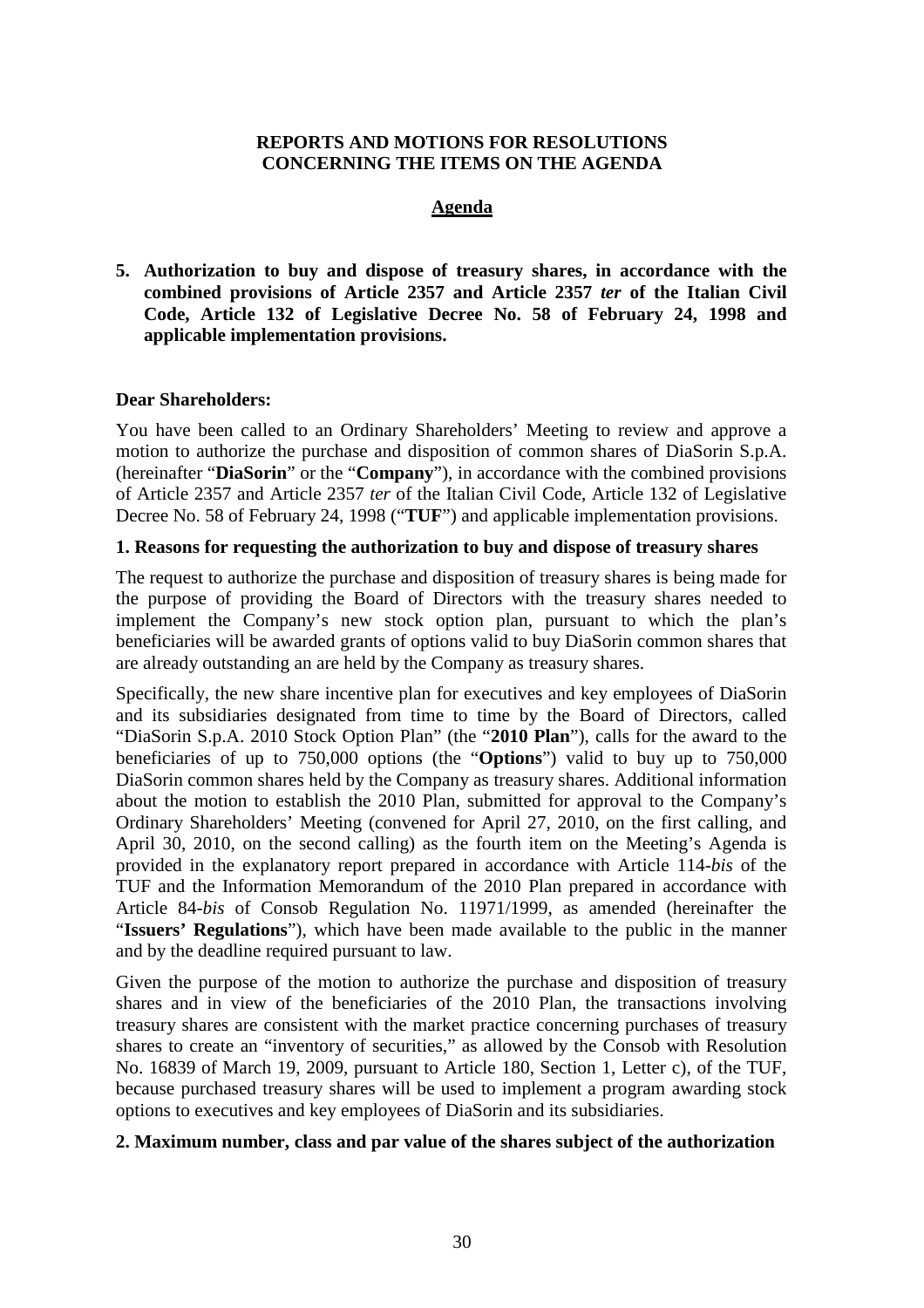**REPORTS AND MOTIONS FOR RESOLUTIONS CONCERNING THE ITEMS ON THE AGENDA**

**Agenda**

**5. Authorization to buy and dispose of treasury shares, in accordance with the combined provisions of Article 2357 and Article 2357 *ter* of the Italian Civil Code, Article 132 of Legislative Decree No. 58 of February 24, 1998 and applicable implementation provisions.**

**Dear Shareholders:**

You have been called to an Ordinary Shareholders' Meeting to review and approve a motion to authorize the purchase and disposition of common shares of DiaSorin S.p.A. (hereinafter "**DiaSorin**" or the "**Company**"), in accordance with the combined provisions of Article 2357 and Article 2357 *ter* of the Italian Civil Code, Article 132 of Legislative Decree No. 58 of February 24, 1998 ("**TUF**") and applicable implementation provisions.

**1. Reasons for requesting the authorization to buy and dispose of treasury shares**

The request to authorize the purchase and disposition of treasury shares is being made for the purpose of providing the Board of Directors with the treasury shares needed to implement the Company's new stock option plan, pursuant to which the plan's beneficiaries will be awarded grants of options valid to buy DiaSorin common shares that are already outstanding an are held by the Company as treasury shares.

Specifically, the new share incentive plan for executives and key employees of DiaSorin and its subsidiaries designated from time to time by the Board of Directors, called "DiaSorin S.p.A. 2010 Stock Option Plan" (the "**2010 Plan**"), calls for the award to the beneficiaries of up to 750,000 options (the "**Options**") valid to buy up to 750,000 DiaSorin common shares held by the Company as treasury shares. Additional information about the motion to establish the 2010 Plan, submitted for approval to the Company's Ordinary Shareholders' Meeting (convened for April 27, 2010, on the first calling, and April 30, 2010, on the second calling) as the fourth item on the Meeting's Agenda is provided in the explanatory report prepared in accordance with Article 114-*bis* of the TUF and the Information Memorandum of the 2010 Plan prepared in accordance with Article 84-*bis* of Consob Regulation No. 11971/1999, as amended (hereinafter the "**Issuers' Regulations**"), which have been made available to the public in the manner and by the deadline required pursuant to law.

Given the purpose of the motion to authorize the purchase and disposition of treasury shares and in view of the beneficiaries of the 2010 Plan, the transactions involving treasury shares are consistent with the market practice concerning purchases of treasury shares to create an "inventory of securities," as allowed by the Consob with Resolution No. 16839 of March 19, 2009, pursuant to Article 180, Section 1, Letter c), of the TUF, because purchased treasury shares will be used to implement a program awarding stock options to executives and key employees of DiaSorin and its subsidiaries.

**2. Maximum number, class and par value of the shares subject of the authorization**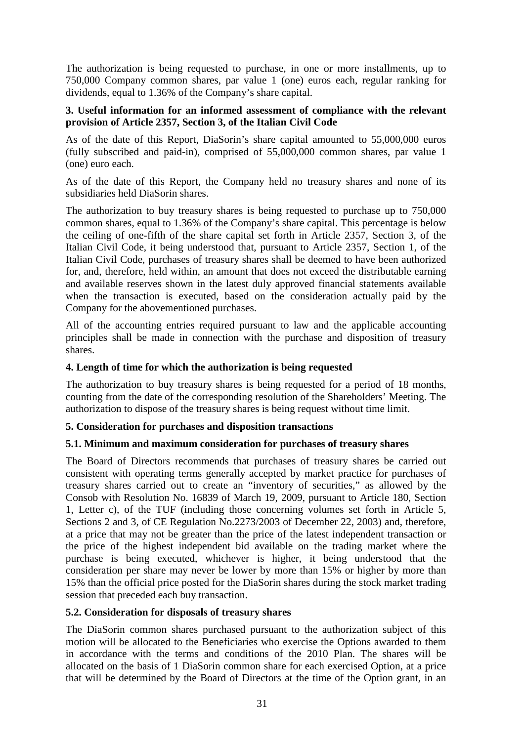The authorization is being requested to purchase, in one or more installments, up to 750,000 Company common shares, par value 1 (one) euros each, regular ranking for dividends, equal to 1.36% of the Company's share capital.

**3. Useful information for an informed assessment of compliance with the relevant provision of Article 2357, Section 3, of the Italian Civil Code**

As of the date of this Report, DiaSorin's share capital amounted to 55,000,000 euros (fully subscribed and paid-in), comprised of 55,000,000 common shares, par value 1 (one) euro each.

As of the date of this Report, the Company held no treasury shares and none of its subsidiaries held DiaSorin shares.

The authorization to buy treasury shares is being requested to purchase up to 750,000 common shares, equal to 1.36% of the Company's share capital. This percentage is below the ceiling of one-fifth of the share capital set forth in Article 2357, Section 3, of the Italian Civil Code, it being understood that, pursuant to Article 2357, Section 1, of the Italian Civil Code, purchases of treasury shares shall be deemed to have been authorized for, and, therefore, held within, an amount that does not exceed the distributable earning and available reserves shown in the latest duly approved financial statements available when the transaction is executed, based on the consideration actually paid by the Company for the abovementioned purchases.

All of the accounting entries required pursuant to law and the applicable accounting principles shall be made in connection with the purchase and disposition of treasury shares.

**4. Length of time for which the authorization is being requested**

The authorization to buy treasury shares is being requested for a period of 18 months, counting from the date of the corresponding resolution of the Shareholders' Meeting. The authorization to dispose of the treasury shares is being request without time limit.

**5. Consideration for purchases and disposition transactions**

**5.1. Minimum and maximum consideration for purchases of treasury shares**

The Board of Directors recommends that purchases of treasury shares be carried out consistent with operating terms generally accepted by market practice for purchases of treasury shares carried out to create an "inventory of securities," as allowed by the Consob with Resolution No. 16839 of March 19, 2009, pursuant to Article 180, Section 1, Letter c), of the TUF (including those concerning volumes set forth in Article 5, Sections 2 and 3, of CE Regulation No.2273/2003 of December 22, 2003) and, therefore, at a price that may not be greater than the price of the latest independent transaction or the price of the highest independent bid available on the trading market where the purchase is being executed, whichever is higher, it being understood that the consideration per share may never be lower by more than 15% or higher by more than 15% than the official price posted for the DiaSorin shares during the stock market trading session that preceded each buy transaction.

**5.2. Consideration for disposals of treasury shares**

The DiaSorin common shares purchased pursuant to the authorization subject of this motion will be allocated to the Beneficiaries who exercise the Options awarded to them in accordance with the terms and conditions of the 2010 Plan. The shares will be allocated on the basis of 1 DiaSorin common share for each exercised Option, at a price that will be determined by the Board of Directors at the time of the Option grant, in an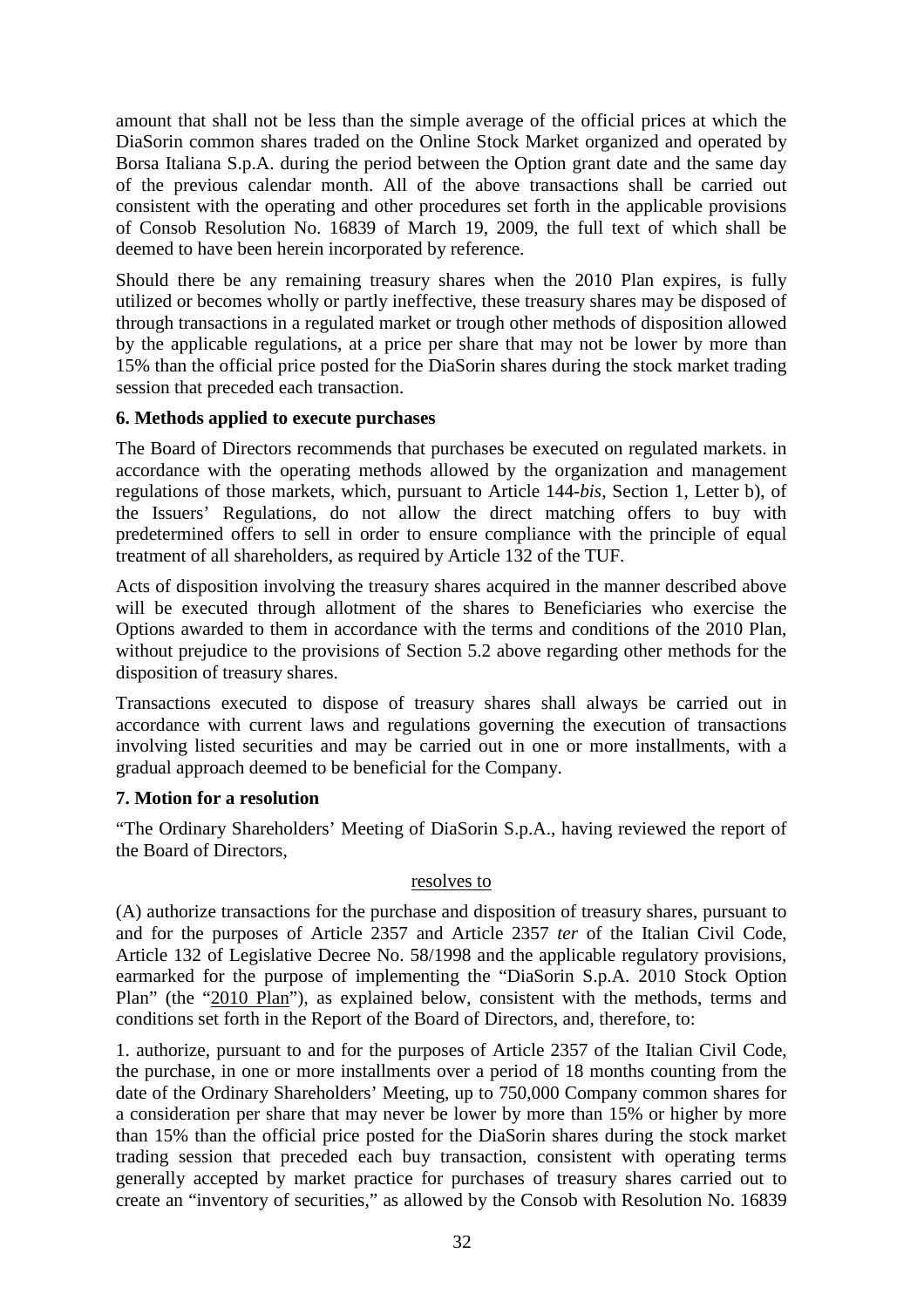amount that shall not be less than the simple average of the official prices at which the DiaSorin common shares traded on the Online Stock Market organized and operated by Borsa Italiana S.p.A. during the period between the Option grant date and the same day of the previous calendar month. All of the above transactions shall be carried out consistent with the operating and other procedures set forth in the applicable provisions of Consob Resolution No. 16839 of March 19, 2009, the full text of which shall be deemed to have been herein incorporated by reference.

Should there be any remaining treasury shares when the 2010 Plan expires, is fully utilized or becomes wholly or partly ineffective, these treasury shares may be disposed of through transactions in a regulated market or trough other methods of disposition allowed by the applicable regulations, at a price per share that may not be lower by more than 15% than the official price posted for the DiaSorin shares during the stock market trading session that preceded each transaction.

**6. Methods applied to execute purchases**

The Board of Directors recommends that purchases be executed on regulated markets. in accordance with the operating methods allowed by the organization and management regulations of those markets, which, pursuant to Article 144-*bis,* Section 1, Letter b), of the Issuers' Regulations, do not allow the direct matching offers to buy with predetermined offers to sell in order to ensure compliance with the principle of equal treatment of all shareholders, as required by Article 132 of the TUF.

Acts of disposition involving the treasury shares acquired in the manner described above will be executed through allotment of the shares to Beneficiaries who exercise the Options awarded to them in accordance with the terms and conditions of the 2010 Plan, without prejudice to the provisions of Section 5.2 above regarding other methods for the disposition of treasury shares.

Transactions executed to dispose of treasury shares shall always be carried out in accordance with current laws and regulations governing the execution of transactions involving listed securities and may be carried out in one or more installments, with a gradual approach deemed to be beneficial for the Company.

**7. Motion for a resolution**

"The Ordinary Shareholders' Meeting of DiaSorin S.p.A., having reviewed the report of the Board of Directors,

resolves to

(A) authorize transactions for the purchase and disposition of treasury shares, pursuant to and for the purposes of Article 2357 and Article 2357 *ter* of the Italian Civil Code, Article 132 of Legislative Decree No. 58/1998 and the applicable regulatory provisions, earmarked for the purpose of implementing the "DiaSorin S.p.A. 2010 Stock Option Plan" (the "2010 Plan"), as explained below, consistent with the methods, terms and conditions set forth in the Report of the Board of Directors, and, therefore, to:

1. authorize, pursuant to and for the purposes of Article 2357 of the Italian Civil Code, the purchase, in one or more installments over a period of 18 months counting from the date of the Ordinary Shareholders' Meeting, up to 750,000 Company common shares for a consideration per share that may never be lower by more than 15% or higher by more than 15% than the official price posted for the DiaSorin shares during the stock market trading session that preceded each buy transaction, consistent with operating terms generally accepted by market practice for purchases of treasury shares carried out to create an "inventory of securities," as allowed by the Consob with Resolution No. 16839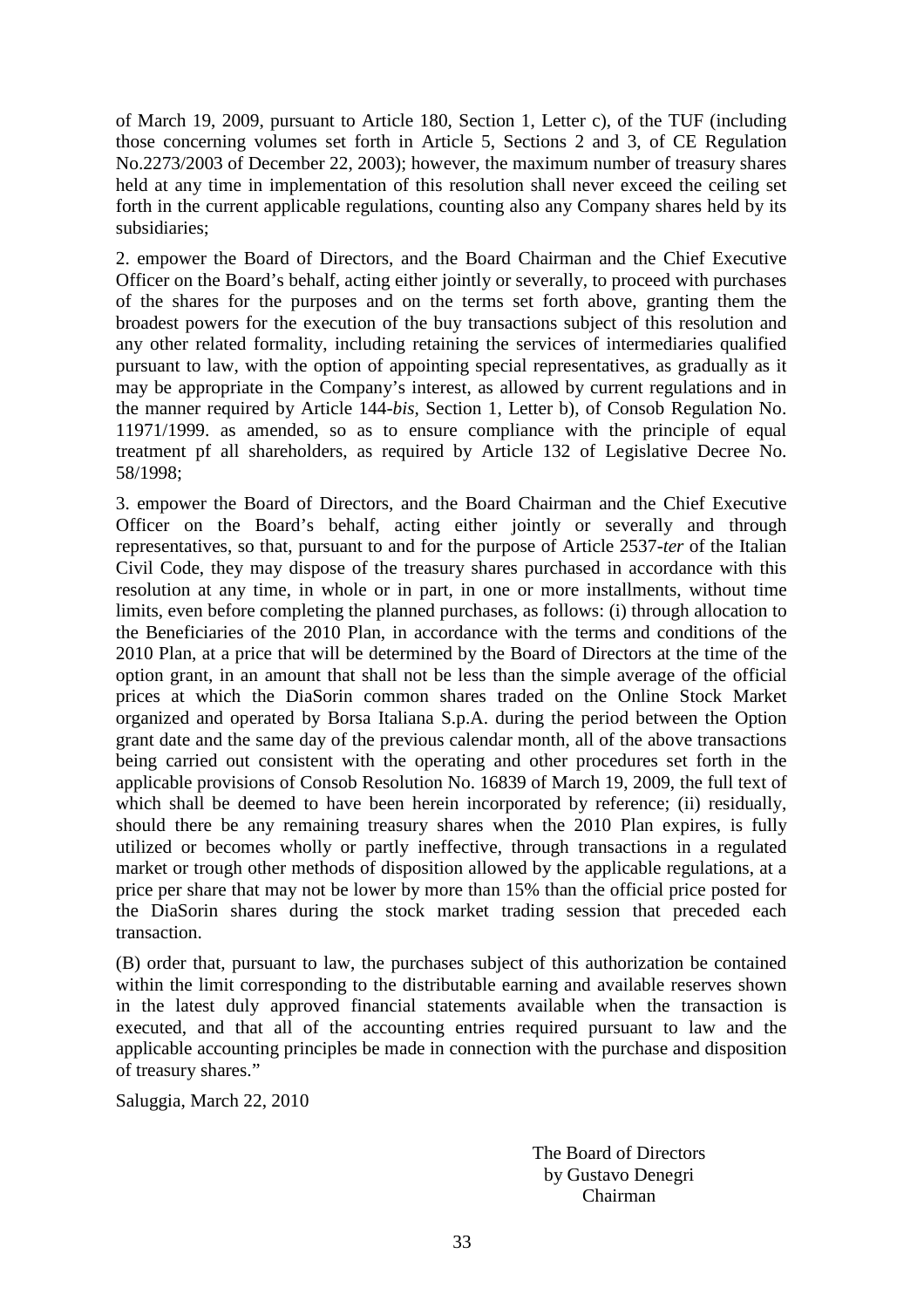of March 19, 2009, pursuant to Article 180, Section 1, Letter c), of the TUF (including those concerning volumes set forth in Article 5, Sections 2 and 3, of CE Regulation No.2273/2003 of December 22, 2003); however, the maximum number of treasury shares held at any time in implementation of this resolution shall never exceed the ceiling set forth in the current applicable regulations, counting also any Company shares held by its subsidiaries;

2. empower the Board of Directors, and the Board Chairman and the Chief Executive Officer on the Board's behalf, acting either jointly or severally, to proceed with purchases of the shares for the purposes and on the terms set forth above, granting them the broadest powers for the execution of the buy transactions subject of this resolution and any other related formality, including retaining the services of intermediaries qualified pursuant to law, with the option of appointing special representatives, as gradually as it may be appropriate in the Company's interest, as allowed by current regulations and in the manner required by Article 144-*bis*, Section 1, Letter b), of Consob Regulation No. 11971/1999. as amended, so as to ensure compliance with the principle of equal treatment pf all shareholders, as required by Article 132 of Legislative Decree No. 58/1998;

3. empower the Board of Directors, and the Board Chairman and the Chief Executive Officer on the Board's behalf, acting either jointly or severally and through representatives, so that, pursuant to and for the purpose of Article 2537-*ter* of the Italian Civil Code, they may dispose of the treasury shares purchased in accordance with this resolution at any time, in whole or in part, in one or more installments, without time limits, even before completing the planned purchases, as follows: (i) through allocation to the Beneficiaries of the 2010 Plan, in accordance with the terms and conditions of the 2010 Plan, at a price that will be determined by the Board of Directors at the time of the option grant, in an amount that shall not be less than the simple average of the official prices at which the DiaSorin common shares traded on the Online Stock Market organized and operated by Borsa Italiana S.p.A. during the period between the Option grant date and the same day of the previous calendar month, all of the above transactions being carried out consistent with the operating and other procedures set forth in the applicable provisions of Consob Resolution No. 16839 of March 19, 2009, the full text of which shall be deemed to have been herein incorporated by reference; (ii) residually, should there be any remaining treasury shares when the 2010 Plan expires, is fully utilized or becomes wholly or partly ineffective, through transactions in a regulated market or trough other methods of disposition allowed by the applicable regulations, at a price per share that may not be lower by more than 15% than the official price posted for the DiaSorin shares during the stock market trading session that preceded each transaction.

(B) order that, pursuant to law, the purchases subject of this authorization be contained within the limit corresponding to the distributable earning and available reserves shown in the latest duly approved financial statements available when the transaction is executed, and that all of the accounting entries required pursuant to law and the applicable accounting principles be made in connection with the purchase and disposition of treasury shares."

Saluggia, March 22, 2010

The Board of Directors
by Gustavo Denegri
Chairman